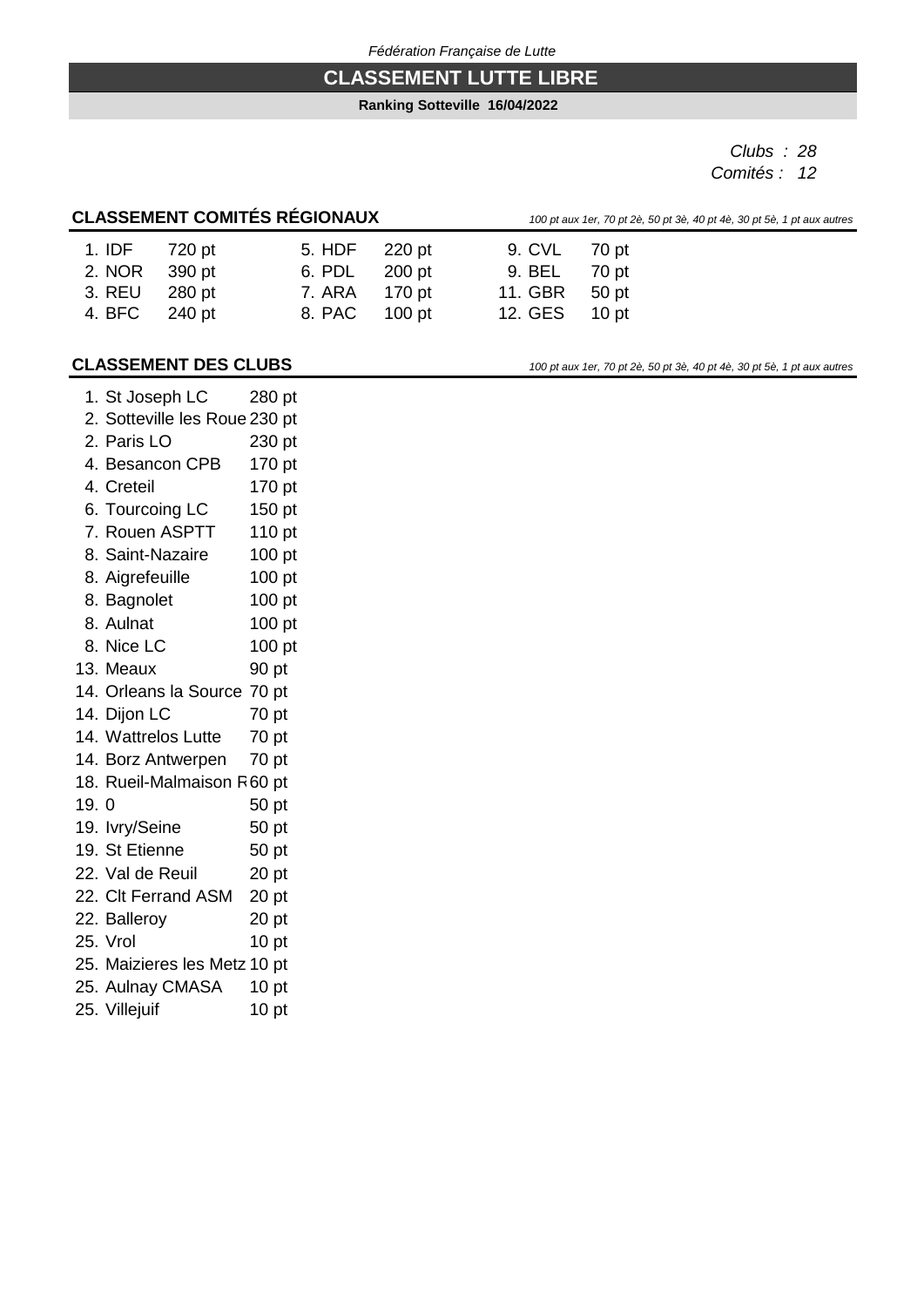*Fédération Française de Lutte*

# CLASSEMENT LUTTE LIBRE

**Ranking Sotteville 16/04/2022**

*Clubs : 28*
*Comités : 12*

## CLASSEMENT COMITÉS RÉGIONAUX

*100 pt aux 1er, 70 pt 2è, 50 pt 3è, 40 pt 4è, 30 pt 5è, 1 pt aux autres*

| Rang | Comité | Points |
|---|---|---|
| 1. | IDF | 720 pt |
| 2. | NOR | 390 pt |
| 3. | REU | 280 pt |
| 4. | BFC | 240 pt |
| 5. | HDF | 220 pt |
| 6. | PDL | 200 pt |
| 7. | ARA | 170 pt |
| 8. | PAC | 100 pt |
| 9. | CVL | 70 pt |
| 9. | BEL | 70 pt |
| 11. | GBR | 50 pt |
| 12. | GES | 10 pt |

## CLASSEMENT DES CLUBS

*100 pt aux 1er, 70 pt 2è, 50 pt 3è, 40 pt 4è, 30 pt 5è, 1 pt aux autres*

| Rang | Club | Points |
|---|---|---|
| 1. | St Joseph LC | 280 pt |
| 2. | Sotteville les Roue | 230 pt |
| 2. | Paris LO | 230 pt |
| 4. | Besancon CPB | 170 pt |
| 4. | Creteil | 170 pt |
| 6. | Tourcoing LC | 150 pt |
| 7. | Rouen ASPTT | 110 pt |
| 8. | Saint-Nazaire | 100 pt |
| 8. | Aigrefeuille | 100 pt |
| 8. | Bagnolet | 100 pt |
| 8. | Aulnat | 100 pt |
| 8. | Nice LC | 100 pt |
| 13. | Meaux | 90 pt |
| 14. | Orleans la Source | 70 pt |
| 14. | Dijon LC | 70 pt |
| 14. | Wattrelos Lutte | 70 pt |
| 14. | Borz Antwerpen | 70 pt |
| 18. | Rueil-Malmaison R | 60 pt |
| 19. | 0 | 50 pt |
| 19. | Ivry/Seine | 50 pt |
| 19. | St Etienne | 50 pt |
| 22. | Val de Reuil | 20 pt |
| 22. | Clt Ferrand ASM | 20 pt |
| 22. | Balleroy | 20 pt |
| 25. | Vrol | 10 pt |
| 25. | Maizieres les Metz | 10 pt |
| 25. | Aulnay CMASA | 10 pt |
| 25. | Villejuif | 10 pt |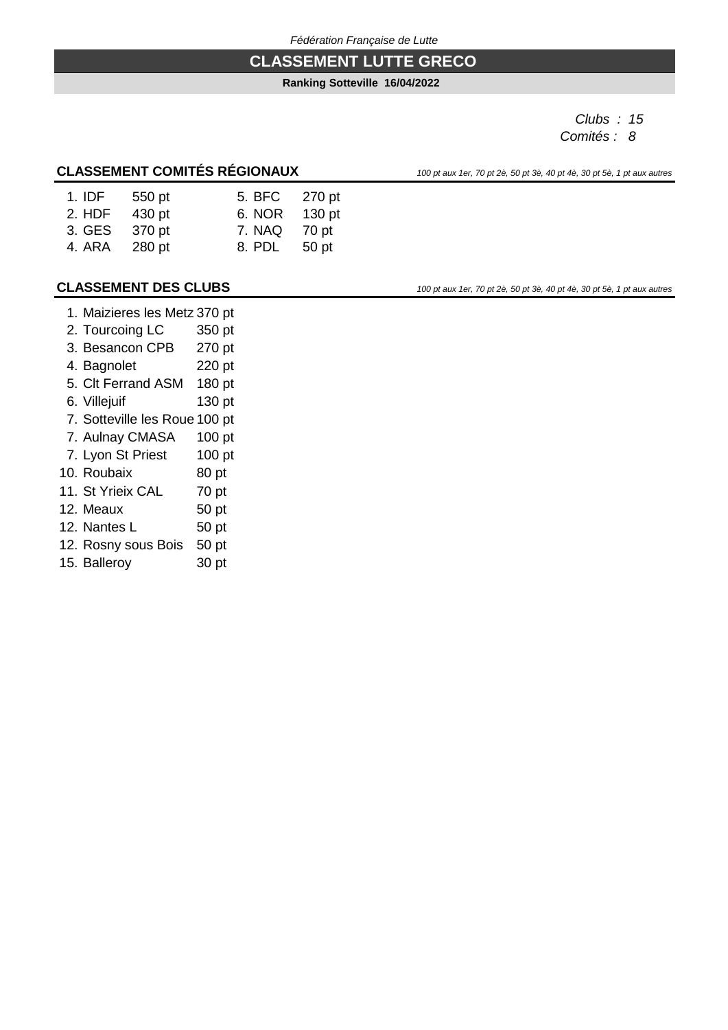*Fédération Française de Lutte*

# CLASSEMENT LUTTE GRECO

**Ranking Sotteville 16/04/2022**

*Clubs : 15*
*Comités : 8*

## CLASSEMENT COMITÉS RÉGIONAUX

*100 pt aux 1er, 70 pt 2è, 50 pt 3è, 40 pt 4è, 30 pt 5è, 1 pt aux autres*

| Rang | Comité | Points |
|---|---|---|
| 1. | IDF | 550 pt |
| 2. | HDF | 430 pt |
| 3. | GES | 370 pt |
| 4. | ARA | 280 pt |
| 5. | BFC | 270 pt |
| 6. | NOR | 130 pt |
| 7. | NAQ | 70 pt |
| 8. | PDL | 50 pt |

## CLASSEMENT DES CLUBS

*100 pt aux 1er, 70 pt 2è, 50 pt 3è, 40 pt 4è, 30 pt 5è, 1 pt aux autres*

| Rang | Club | Points |
|---|---|---|
| 1. | Maizieres les Metz | 370 pt |
| 2. | Tourcoing LC | 350 pt |
| 3. | Besancon CPB | 270 pt |
| 4. | Bagnolet | 220 pt |
| 5. | Clt Ferrand ASM | 180 pt |
| 6. | Villejuif | 130 pt |
| 7. | Sotteville les Roue | 100 pt |
| 7. | Aulnay CMASA | 100 pt |
| 7. | Lyon St Priest | 100 pt |
| 10. | Roubaix | 80 pt |
| 11. | St Yrieix CAL | 70 pt |
| 12. | Meaux | 50 pt |
| 12. | Nantes L | 50 pt |
| 12. | Rosny sous Bois | 50 pt |
| 15. | Balleroy | 30 pt |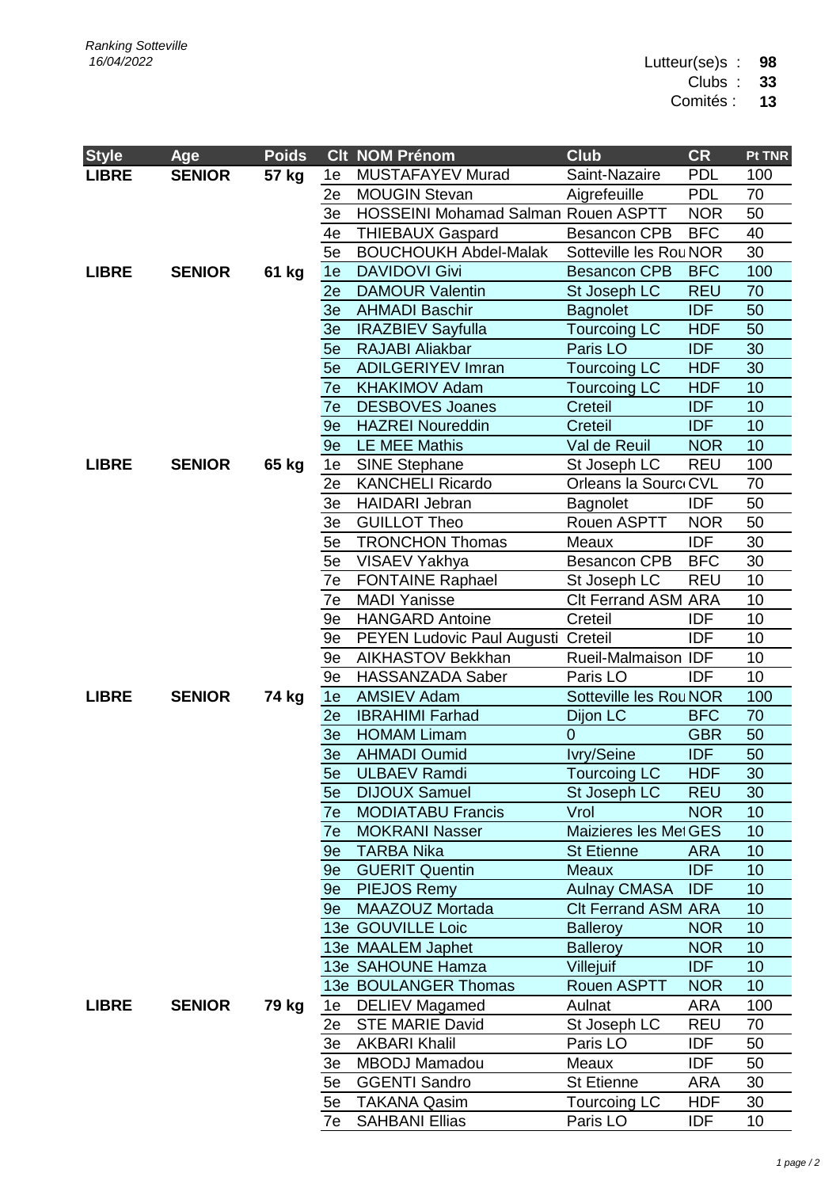*Ranking Sotteville*
*16/04/2022*

Lutteur(se)s : **98**
Clubs : **33**
Comités : **13**

| Style | Age | Poids | Clt | NOM Prénom | Club | CR | Pt TNR |
|---|---|---|---|---|---|---|---|
| **LIBRE** | **SENIOR** | **57 kg** | 1e | MUSTAFAYEV Murad | Saint-Nazaire | PDL | 100 |
| | | | 2e | MOUGIN Stevan | Aigrefeuille | PDL | 70 |
| | | | 3e | HOSSEINI Mohamad Salman | Rouen ASPTT | NOR | 50 |
| | | | 4e | THIEBAUX Gaspard | Besancon CPB | BFC | 40 |
| | | | 5e | BOUCHOUKH Abdel-Malak | Sotteville les Rou | NOR | 30 |
| **LIBRE** | **SENIOR** | **61 kg** | 1e | DAVIDOVI Givi | Besancon CPB | BFC | 100 |
| | | | 2e | DAMOUR Valentin | St Joseph LC | REU | 70 |
| | | | 3e | AHMADI Baschir | Bagnolet | IDF | 50 |
| | | | 3e | IRAZBIEV Sayfulla | Tourcoing LC | HDF | 50 |
| | | | 5e | RAJABI Aliakbar | Paris LO | IDF | 30 |
| | | | 5e | ADILGERIYEV Imran | Tourcoing LC | HDF | 30 |
| | | | 7e | KHAKIMOV Adam | Tourcoing LC | HDF | 10 |
| | | | 7e | DESBOVES Joanes | Creteil | IDF | 10 |
| | | | 9e | HAZREI Noureddin | Creteil | IDF | 10 |
| | | | 9e | LE MEE Mathis | Val de Reuil | NOR | 10 |
| **LIBRE** | **SENIOR** | **65 kg** | 1e | SINE Stephane | St Joseph LC | REU | 100 |
| | | | 2e | KANCHELI Ricardo | Orleans la Sourc | CVL | 70 |
| | | | 3e | HAIDARI Jebran | Bagnolet | IDF | 50 |
| | | | 3e | GUILLOT Theo | Rouen ASPTT | NOR | 50 |
| | | | 5e | TRONCHON Thomas | Meaux | IDF | 30 |
| | | | 5e | VISAEV Yakhya | Besancon CPB | BFC | 30 |
| | | | 7e | FONTAINE Raphael | St Joseph LC | REU | 10 |
| | | | 7e | MADI Yanisse | Clt Ferrand ASM | ARA | 10 |
| | | | 9e | HANGARD Antoine | Creteil | IDF | 10 |
| | | | 9e | PEYEN Ludovic Paul Augusti | Creteil | IDF | 10 |
| | | | 9e | AIKHASTOV Bekkhan | Rueil-Malmaison | IDF | 10 |
| | | | 9e | HASSANZADA Saber | Paris LO | IDF | 10 |
| **LIBRE** | **SENIOR** | **74 kg** | 1e | AMSIEV Adam | Sotteville les Rou | NOR | 100 |
| | | | 2e | IBRAHIMI Farhad | Dijon LC | BFC | 70 |
| | | | 3e | HOMAM Limam | 0 | GBR | 50 |
| | | | 3e | AHMADI Oumid | Ivry/Seine | IDF | 50 |
| | | | 5e | ULBAEV Ramdi | Tourcoing LC | HDF | 30 |
| | | | 5e | DIJOUX Samuel | St Joseph LC | REU | 30 |
| | | | 7e | MODIATABU Francis | Vrol | NOR | 10 |
| | | | 7e | MOKRANI Nasser | Maizieres les Met | GES | 10 |
| | | | 9e | TARBA Nika | St Etienne | ARA | 10 |
| | | | 9e | GUERIT Quentin | Meaux | IDF | 10 |
| | | | 9e | PIEJOS Remy | Aulnay CMASA | IDF | 10 |
| | | | 9e | MAAZOUZ Mortada | Clt Ferrand ASM | ARA | 10 |
| | | | 13e | GOUVILLE Loic | Balleroy | NOR | 10 |
| | | | 13e | MAALEM Japhet | Balleroy | NOR | 10 |
| | | | 13e | SAHOUNE Hamza | Villejuif | IDF | 10 |
| | | | 13e | BOULANGER Thomas | Rouen ASPTT | NOR | 10 |
| **LIBRE** | **SENIOR** | **79 kg** | 1e | DELIEV Magamed | Aulnat | ARA | 100 |
| | | | 2e | STE MARIE David | St Joseph LC | REU | 70 |
| | | | 3e | AKBARI Khalil | Paris LO | IDF | 50 |
| | | | 3e | MBODJ Mamadou | Meaux | IDF | 50 |
| | | | 5e | GGENTI Sandro | St Etienne | ARA | 30 |
| | | | 5e | TAKANA Qasim | Tourcoing LC | HDF | 30 |
| | | | 7e | SAHBANI Ellias | Paris LO | IDF | 10 |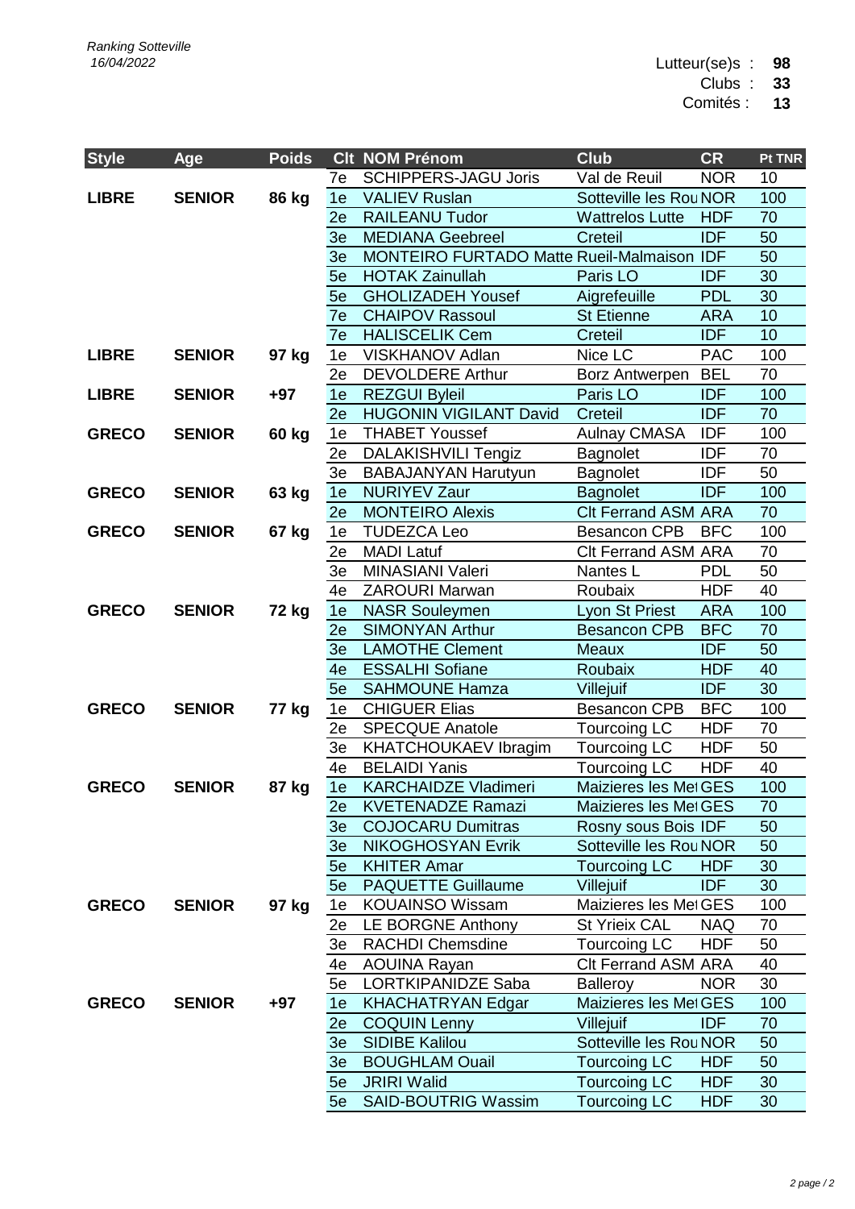*Ranking Sotteville*
*16/04/2022*

Lutteur(se)s : **98**
Clubs : **33**
Comités : **13**

| Style | Age | Poids | Clt | NOM Prénom | Club | CR | Pt TNR |
|---|---|---|---|---|---|---|---|
| | | | 7e | SCHIPPERS-JAGU Joris | Val de Reuil | NOR | 10 |
| **LIBRE** | **SENIOR** | **86 kg** | 1e | VALIEV Ruslan | Sotteville les Rou | NOR | 100 |
| | | | 2e | RAILEANU Tudor | Wattrelos Lutte | HDF | 70 |
| | | | 3e | MEDIANA Geebreel | Creteil | IDF | 50 |
| | | | 3e | MONTEIRO FURTADO Matte | Rueil-Malmaison | IDF | 50 |
| | | | 5e | HOTAK Zainullah | Paris LO | IDF | 30 |
| | | | 5e | GHOLIZADEH Yousef | Aigrefeuille | PDL | 30 |
| | | | 7e | CHAIPOV Rassoul | St Etienne | ARA | 10 |
| | | | 7e | HALISCELIK Cem | Creteil | IDF | 10 |
| **LIBRE** | **SENIOR** | **97 kg** | 1e | VISKHANOV Adlan | Nice LC | PAC | 100 |
| | | | 2e | DEVOLDERE Arthur | Borz Antwerpen | BEL | 70 |
| **LIBRE** | **SENIOR** | **+97** | 1e | REZGUI Byleil | Paris LO | IDF | 100 |
| | | | 2e | HUGONIN VIGILANT David | Creteil | IDF | 70 |
| **GRECO** | **SENIOR** | **60 kg** | 1e | THABET Youssef | Aulnay CMASA | IDF | 100 |
| | | | 2e | DALAKISHVILI Tengiz | Bagnolet | IDF | 70 |
| | | | 3e | BABAJANYAN Harutyun | Bagnolet | IDF | 50 |
| **GRECO** | **SENIOR** | **63 kg** | 1e | NURIYEV Zaur | Bagnolet | IDF | 100 |
| | | | 2e | MONTEIRO Alexis | Clt Ferrand ASM | ARA | 70 |
| **GRECO** | **SENIOR** | **67 kg** | 1e | TUDEZCA Leo | Besancon CPB | BFC | 100 |
| | | | 2e | MADI Latuf | Clt Ferrand ASM | ARA | 70 |
| | | | 3e | MINASIANI Valeri | Nantes L | PDL | 50 |
| | | | 4e | ZAROURI Marwan | Roubaix | HDF | 40 |
| **GRECO** | **SENIOR** | **72 kg** | 1e | NASR Souleymen | Lyon St Priest | ARA | 100 |
| | | | 2e | SIMONYAN Arthur | Besancon CPB | BFC | 70 |
| | | | 3e | LAMOTHE Clement | Meaux | IDF | 50 |
| | | | 4e | ESSALHI Sofiane | Roubaix | HDF | 40 |
| | | | 5e | SAHMOUNE Hamza | Villejuif | IDF | 30 |
| **GRECO** | **SENIOR** | **77 kg** | 1e | CHIGUER Elias | Besancon CPB | BFC | 100 |
| | | | 2e | SPECQUE Anatole | Tourcoing LC | HDF | 70 |
| | | | 3e | KHATCHOUKAEV Ibragim | Tourcoing LC | HDF | 50 |
| | | | 4e | BELAIDI Yanis | Tourcoing LC | HDF | 40 |
| **GRECO** | **SENIOR** | **87 kg** | 1e | KARCHAIDZE Vladimeri | Maizieres les Met | GES | 100 |
| | | | 2e | KVETENADZE Ramazi | Maizieres les Met | GES | 70 |
| | | | 3e | COJOCARU Dumitras | Rosny sous Bois | IDF | 50 |
| | | | 3e | NIKOGHOSYAN Evrik | Sotteville les Rou | NOR | 50 |
| | | | 5e | KHITER Amar | Tourcoing LC | HDF | 30 |
| | | | 5e | PAQUETTE Guillaume | Villejuif | IDF | 30 |
| **GRECO** | **SENIOR** | **97 kg** | 1e | KOUAINSO Wissam | Maizieres les Met | GES | 100 |
| | | | 2e | LE BORGNE Anthony | St Yrieix CAL | NAQ | 70 |
| | | | 3e | RACHDI Chemsdine | Tourcoing LC | HDF | 50 |
| | | | 4e | AOUINA Rayan | Clt Ferrand ASM | ARA | 40 |
| | | | 5e | LORTKIPANIDZE Saba | Balleroy | NOR | 30 |
| **GRECO** | **SENIOR** | **+97** | 1e | KHACHATRYAN Edgar | Maizieres les Met | GES | 100 |
| | | | 2e | COQUIN Lenny | Villejuif | IDF | 70 |
| | | | 3e | SIDIBE Kalilou | Sotteville les Rou | NOR | 50 |
| | | | 3e | BOUGHLAM Ouail | Tourcoing LC | HDF | 50 |
| | | | 5e | JRIRI Walid | Tourcoing LC | HDF | 30 |
| | | | 5e | SAID-BOUTRIG Wassim | Tourcoing LC | HDF | 30 |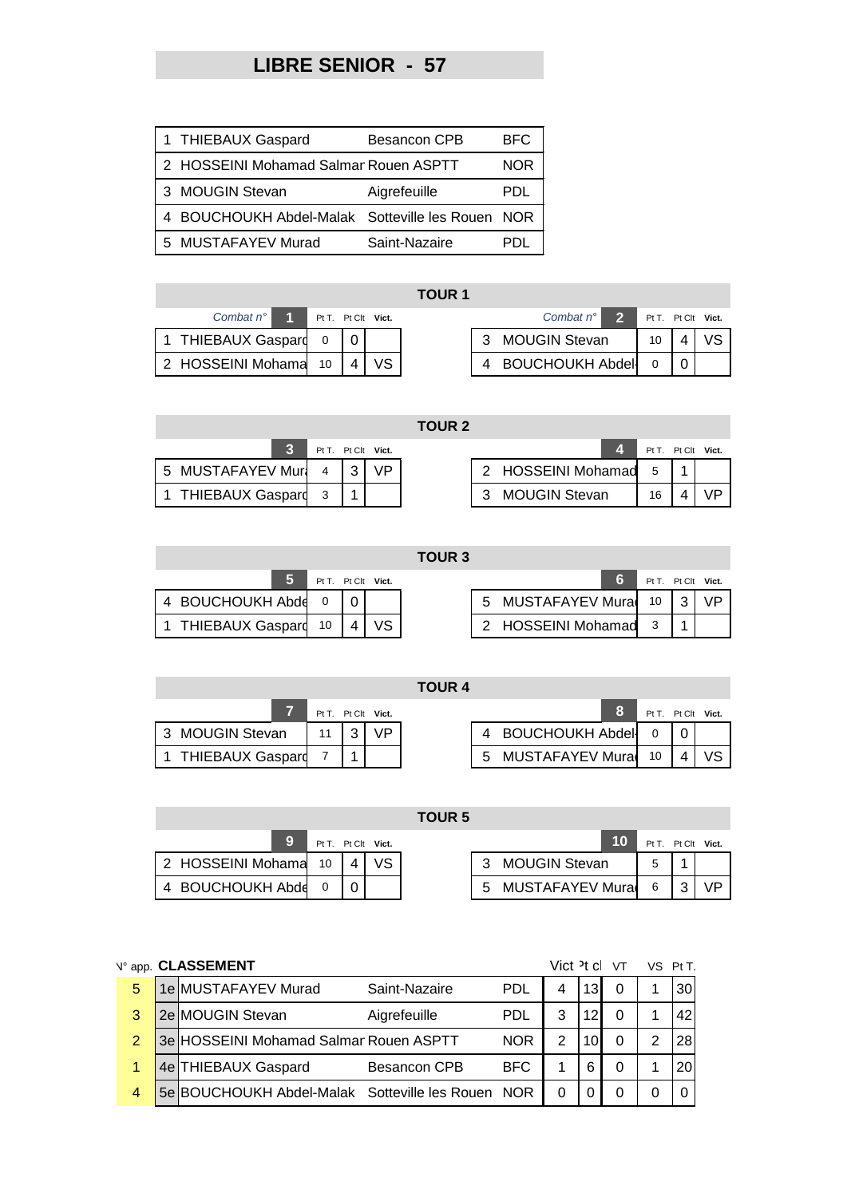# LIBRE SENIOR - 57

| | | | |
|---|---|---|---|
| 1 | THIEBAUX Gaspard | Besancon CPB | BFC |
| 2 | HOSSEINI Mohamad Salman | Rouen ASPTT | NOR |
| 3 | MOUGIN Stevan | Aigrefeuille | PDL |
| 4 | BOUCHOUKH Abdel-Malak | Sotteville les Rouen | NOR |
| 5 | MUSTAFAYEV Murad | Saint-Nazaire | PDL |

## TOUR 1

| Combat n° 1 | Pt T. | Pt Clt | Vict. |
|---|---|---|---|
| 1 THIEBAUX Gaspard | 0 | 0 | |
| 2 HOSSEINI Mohama | 10 | 4 | VS |

| Combat n° 2 | Pt T. | Pt Clt | Vict. |
|---|---|---|---|
| 3 MOUGIN Stevan | 10 | 4 | VS |
| 4 BOUCHOUKH Abdel- | 0 | 0 | |

## TOUR 2

| 3 | Pt T. | Pt Clt | Vict. |
|---|---|---|---|
| 5 MUSTAFAYEV Mura | 4 | 3 | VP |
| 1 THIEBAUX Gaspard | 3 | 1 | |

| 4 | Pt T. | Pt Clt | Vict. |
|---|---|---|---|
| 2 HOSSEINI Mohamad | 5 | 1 | |
| 3 MOUGIN Stevan | 16 | 4 | VP |

## TOUR 3

| 5 | Pt T. | Pt Clt | Vict. |
|---|---|---|---|
| 4 BOUCHOUKH Abde | 0 | 0 | |
| 1 THIEBAUX Gaspard | 10 | 4 | VS |

| 6 | Pt T. | Pt Clt | Vict. |
|---|---|---|---|
| 5 MUSTAFAYEV Murad | 10 | 3 | VP |
| 2 HOSSEINI Mohamad | 3 | 1 | |

## TOUR 4

| 7 | Pt T. | Pt Clt | Vict. |
|---|---|---|---|
| 3 MOUGIN Stevan | 11 | 3 | VP |
| 1 THIEBAUX Gaspard | 7 | 1 | |

| 8 | Pt T. | Pt Clt | Vict. |
|---|---|---|---|
| 4 BOUCHOUKH Abdel- | 0 | 0 | |
| 5 MUSTAFAYEV Murad | 10 | 4 | VS |

## TOUR 5

| 9 | Pt T. | Pt Clt | Vict. |
|---|---|---|---|
| 2 HOSSEINI Mohama | 10 | 4 | VS |
| 4 BOUCHOUKH Abde | 0 | 0 | |

| 10 | Pt T. | Pt Clt | Vict. |
|---|---|---|---|
| 3 MOUGIN Stevan | 5 | 1 | |
| 5 MUSTAFAYEV Murad | 6 | 3 | VP |

## CLASSEMENT

| N° app. | CLASSEMENT | | | | Vict | Pt cl | VT | VS | Pt T. |
|---|---|---|---|---|---|---|---|---|---|
| 5 | 1e | MUSTAFAYEV Murad | Saint-Nazaire | PDL | 4 | 13 | 0 | 1 | 30 |
| 3 | 2e | MOUGIN Stevan | Aigrefeuille | PDL | 3 | 12 | 0 | 1 | 42 |
| 2 | 3e | HOSSEINI Mohamad Salman | Rouen ASPTT | NOR | 2 | 10 | 0 | 2 | 28 |
| 1 | 4e | THIEBAUX Gaspard | Besancon CPB | BFC | 1 | 6 | 0 | 1 | 20 |
| 4 | 5e | BOUCHOUKH Abdel-Malak | Sotteville les Rouen | NOR | 0 | 0 | 0 | 0 | 0 |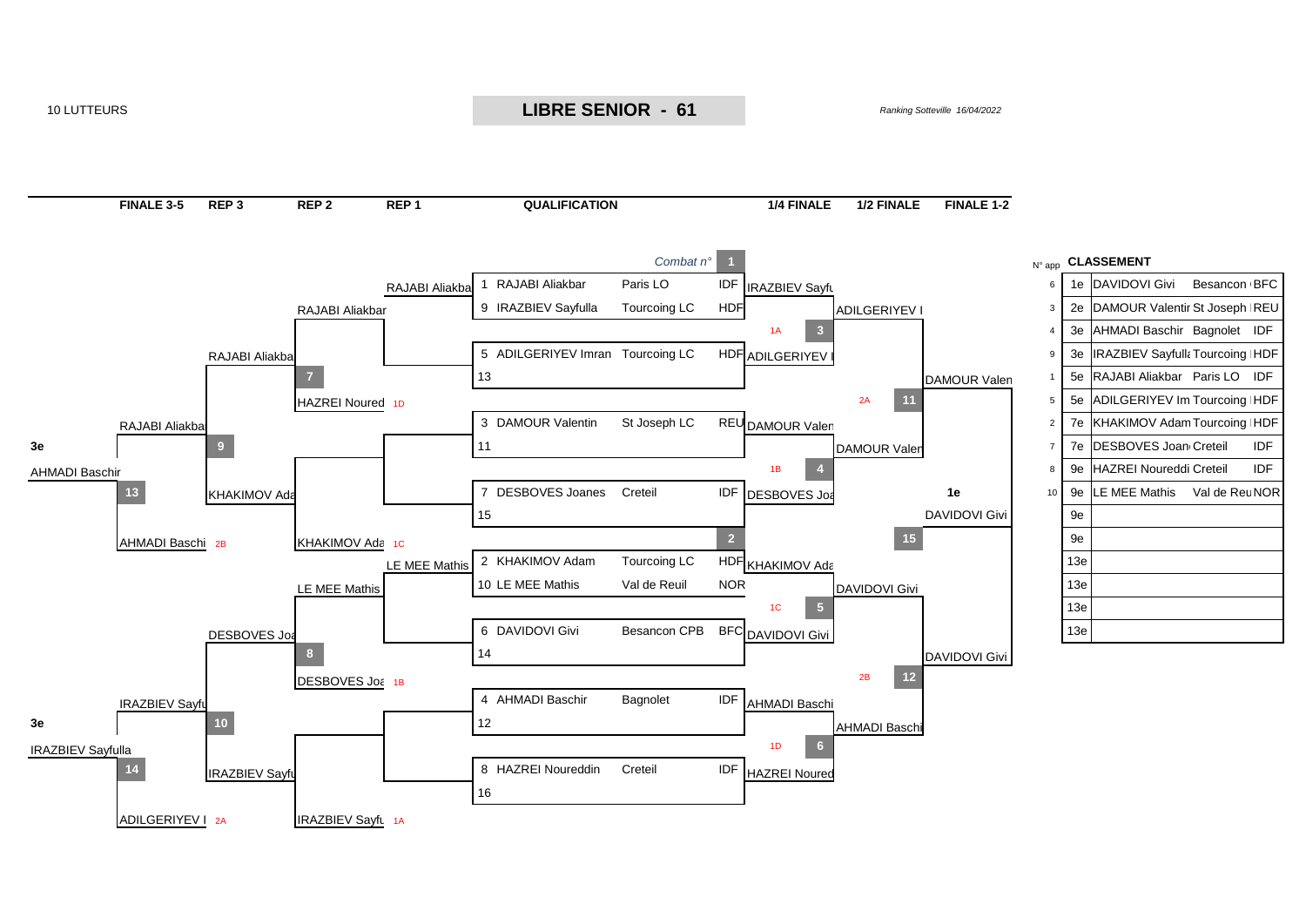10 LUTTEURS

# LIBRE SENIOR - 61

*Ranking Sotteville 16/04/2022*

| FINALE 3-5 | REP 3 | REP 2 | REP 1 | QUALIFICATION | 1/4 FINALE | 1/2 FINALE | FINALE 1-2 |
|---|---|---|---|---|---|---|---|

## QUALIFICATION

| N° | Lutteur | Club | Ligue |
|---|---|---|---|
| 1 | RAJABI Aliakbar | Paris LO | IDF |
| 9 | IRAZBIEV Sayfulla | Tourcoing LC | HDF |
| 5 | ADILGERIYEV Imran | Tourcoing LC | HDF |
| 13 | | | |
| 3 | DAMOUR Valentin | St Joseph LC | REU |
| 11 | | | |
| 7 | DESBOVES Joanes | Creteil | IDF |
| 15 | | | |
| 2 | KHAKIMOV Adam | Tourcoing LC | HDF |
| 10 | LE MEE Mathis | Val de Reuil | NOR |
| 6 | DAVIDOVI Givi | Besancon CPB | BFC |
| 14 | | | |
| 4 | AHMADI Baschir | Bagnolet | IDF |
| 12 | | | |
| 8 | HAZREI Noureddin | Creteil | IDF |
| 16 | | | |

## Tableau principal

| Combat n° | Rencontre | Vainqueur |
|---|---|---|
| 1 | RAJABI Aliakbar / IRAZBIEV Sayfulla | IRAZBIEV Sayfu (1A) |
| 3 | IRAZBIEV Sayfu / ADILGERIYEV I | ADILGERIYEV I (2A) |
| 4 | DAMOUR Valen / DESBOVES Joa (1B) | DAMOUR Valen (2A) |
| 11 | ADILGERIYEV I / DAMOUR Valen | DAMOUR Valen |
| 2 | KHAKIMOV Adam / LE MEE Mathis | KHAKIMOV Ada (1C) |
| 5 | KHAKIMOV Ada / DAVIDOVI Givi | DAVIDOVI Givi (2B) |
| 6 | AHMADI Baschi / HAZREI Noured (1D) | AHMADI Baschi (2B) |
| 12 | DAVIDOVI Givi / AHMADI Baschi | DAVIDOVI Givi |
| 15 | DAMOUR Valen / DAVIDOVI Givi | **1e** DAVIDOVI Givi |

## Repêchages

| Combat | Rencontre | Vainqueur |
|---|---|---|
| REP 1 | RAJABI Aliakba / LE MEE Mathis | |
| 7 | RAJABI Aliakbar / HAZREI Noured (1D) | RAJABI Aliakba |
| 9 | RAJABI Aliakba / KHAKIMOV Ada (1C) | RAJABI Aliakba |
| 13 | RAJABI Aliakba / AHMADI Baschi (2B) | **3e** AHMADI Baschir |
| 8 | LE MEE Mathis / DESBOVES Joa (1B) | DESBOVES Joa |
| 10 | DESBOVES Joa / IRAZBIEV Sayfu (1A) | IRAZBIEV Sayfu |
| 14 | IRAZBIEV Sayfu / ADILGERIYEV I (2A) | **3e** IRAZBIEV Sayfulla |

## CLASSEMENT

| N° app | Rang | Lutteur | Club | Ligue |
|---|---|---|---|---|
| 6 | 1e | DAVIDOVI Givi | Besancon | BFC |
| 3 | 2e | DAMOUR Valentin | St Joseph | REU |
| 4 | 3e | AHMADI Baschir | Bagnolet | IDF |
| 9 | 3e | IRAZBIEV Sayfulla | Tourcoing | HDF |
| 1 | 5e | RAJABI Aliakbar | Paris LO | IDF |
| 5 | 5e | ADILGERIYEV Im | Tourcoing | HDF |
| 2 | 7e | KHAKIMOV Adam | Tourcoing | HDF |
| 7 | 7e | DESBOVES Joan | Creteil | IDF |
| 8 | 9e | HAZREI Noureddi | Creteil | IDF |
| 10 | 9e | LE MEE Mathis | Val de Reu | NOR |
| | 9e | | | |
| | 9e | | | |
| | 13e | | | |
| | 13e | | | |
| | 13e | | | |
| | 13e | | | |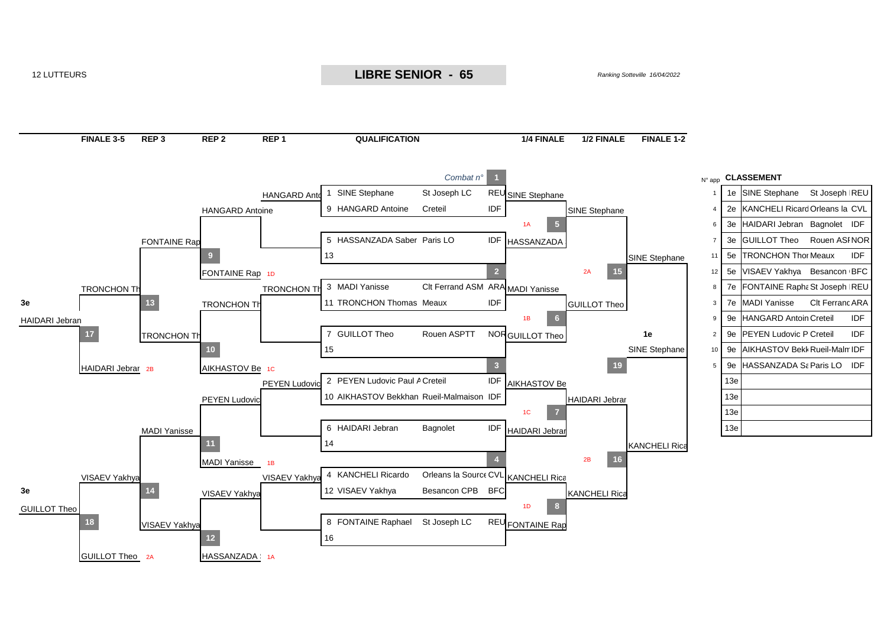12 LUTTEURS

# LIBRE SENIOR - 65

*Ranking Sotteville 16/04/2022*

| FINALE 3-5 | REP 3 | REP 2 | REP 1 | QUALIFICATION | 1/4 FINALE | 1/2 FINALE | FINALE 1-2 |
|---|---|---|---|---|---|---|---|

*Combat n°*

**Qualification**

| Combat | N° | Lutteur | Club | Ligue |
|---|---|---|---|---|
| 1 | 1 | SINE Stephane | St Joseph LC | REU |
| | 9 | HANGARD Antoine | Creteil | IDF |
| | 5 | HASSANZADA Saber | Paris LO | IDF |
| | 13 | | | |
| 2 | 3 | MADI Yanisse | Clt Ferrand ASM | ARA |
| | 11 | TRONCHON Thomas | Meaux | IDF |
| | 7 | GUILLOT Theo | Rouen ASPTT | NOR |
| | 15 | | | |
| 3 | 2 | PEYEN Ludovic Paul A | Creteil | IDF |
| | 10 | AIKHASTOV Bekkhan | Rueil-Malmaison | IDF |
| | 6 | HAIDARI Jebran | Bagnolet | IDF |
| | 14 | | | |
| 4 | 4 | KANCHELI Ricardo | Orleans la Source | CVL |
| | 12 | VISAEV Yakhya | Besancon CPB | BFC |
| | 8 | FONTAINE Raphael | St Joseph LC | REU |
| | 16 | | | |

**1/4 FINALE**

- 1: SINE Stephane
- 5 (1A): HASSANZADA
- 2: MADI Yanisse
- 6 (1B): GUILLOT Theo
- 3: AIKHASTOV Be
- 7 (1C): HAIDARI Jebran
- 4: KANCHELI Rica
- 8 (1D): FONTAINE Rap

**1/2 FINALE**

- SINE Stephane
- 15 (2A): GUILLOT Theo
- HAIDARI Jebran
- 16 (2B): KANCHELI Rica

**FINALE 1-2**

- SINE Stephane
- 19: KANCHELI Rica
- 1e: SINE Stephane

**REP 1**

- HANGARD Anto
- TRONCHON Th
- PEYEN Ludovic
- VISAEV Yakhya

**REP 2**

- 9: HANGARD Antoine / FONTAINE Rap (1D)
- 10: TRONCHON Th / AIKHASTOV Be (1C)
- 11: PEYEN Ludovic / MADI Yanisse (1B)
- 12: VISAEV Yakhya / HASSANZADA (1A)

**REP 3**

- 13: FONTAINE Rap / TRONCHON Th
- 14: MADI Yanisse / VISAEV Yakhya

**FINALE 3-5**

- 17: TRONCHON Th / HAIDARI Jebran (2B) — 3e: HAIDARI Jebran
- 18: VISAEV Yakhya / GUILLOT Theo (2A) — 3e: GUILLOT Theo

**CLASSEMENT**

| N° app | Place | Nom | Club | Ligue |
|---|---|---|---|---|
| 1 | 1e | SINE Stephane | St Joseph | REU |
| 4 | 2e | KANCHELI Ricard | Orleans la | CVL |
| 6 | 3e | HAIDARI Jebran | Bagnolet | IDF |
| 7 | 3e | GUILLOT Theo | Rouen ASP | NOR |
| 11 | 5e | TRONCHON Thor | Meaux | IDF |
| 12 | 5e | VISAEV Yakhya | Besancon | BFC |
| 8 | 7e | FONTAINE Rapha | St Joseph | REU |
| 3 | 7e | MADI Yanisse | Clt Ferranc | ARA |
| 9 | 9e | HANGARD Antoin | Creteil | IDF |
| 2 | 9e | PEYEN Ludovic P | Creteil | IDF |
| 10 | 9e | AIKHASTOV Bekk | Rueil-Malm | IDF |
| 5 | 9e | HASSANZADA Sa | Paris LO | IDF |
| | 13e | | | |
| | 13e | | | |
| | 13e | | | |
| | 13e | | | |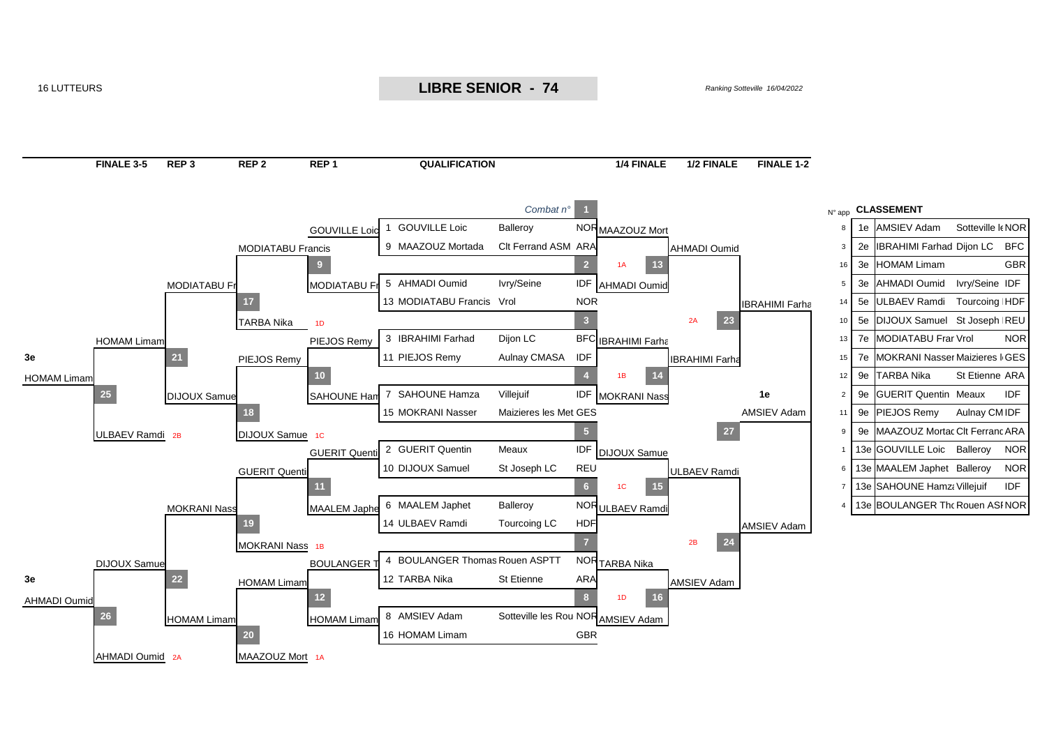16 LUTTEURS

# LIBRE SENIOR - 74

*Ranking Sotteville 16/04/2022*

| FINALE 3-5 | REP 3 | REP 2 | REP 1 | QUALIFICATION | 1/4 FINALE | 1/2 FINALE | FINALE 1-2 |
|---|---|---|---|---|---|---|---|

*Combat n°*

## QUALIFICATION

| Combat | N° | Lutteur | Club | Ligue |
|---|---|---|---|---|
| 1 | 1 | GOUVILLE Loic | Balleroy | NOR |
| | 9 | MAAZOUZ Mortada | Clt Ferrand ASM | ARA |
| 2 | 5 | AHMADI Oumid | Ivry/Seine | IDF |
| | 13 | MODIATABU Francis | Vrol | NOR |
| 3 | 3 | IBRAHIMI Farhad | Dijon LC | BFC |
| | 11 | PIEJOS Remy | Aulnay CMASA | IDF |
| 4 | 7 | SAHOUNE Hamza | Villejuif | IDF |
| | 15 | MOKRANI Nasser | Maizieres les Met | GES |
| 5 | 2 | GUERIT Quentin | Meaux | IDF |
| | 10 | DIJOUX Samuel | St Joseph LC | REU |
| 6 | 6 | MAALEM Japhet | Balleroy | NOR |
| | 14 | ULBAEV Ramdi | Tourcoing LC | HDF |
| 7 | 4 | BOULANGER Thomas | Rouen ASPTT | NOR |
| | 12 | TARBA Nika | St Etienne | ARA |
| 8 | 8 | AMSIEV Adam | Sotteville les Rou | NOR |
| | 16 | HOMAM Limam | | GBR |

## 1/4 FINALE

- Combat 13 (1A): MAAZOUZ Mort – AHMADI Oumid → AHMADI Oumid
- Combat 14 (1B): IBRAHIMI Farha – MOKRANI Nass → IBRAHIMI Farha
- Combat 15 (1C): DIJOUX Samue – ULBAEV Ramdi → ULBAEV Ramdi
- Combat 16 (1D): TARBA Nika – AMSIEV Adam → AMSIEV Adam

## 1/2 FINALE

- Combat 23 (2A): AHMADI Oumid – IBRAHIMI Farha → IBRAHIMI Farha
- Combat 24 (2B): ULBAEV Ramdi – AMSIEV Adam → AMSIEV Adam

## FINALE 1-2

- Combat 27: IBRAHIMI Farha – AMSIEV Adam → **1e** AMSIEV Adam

## REPÊCHAGES

### REP 1
- Combat 9: GOUVILLE Loic – MODIATABU Fr → MODIATABU Francis
- Combat 10: PIEJOS Remy – SAHOUNE Ham → PIEJOS Remy
- Combat 11: GUERIT Quenti – MAALEM Japhe → GUERIT Quenti
- Combat 12: BOULANGER T – HOMAM Limam → HOMAM Limam

### REP 2
- Combat 17: MODIATABU Francis – TARBA Nika (1D) → MODIATABU Fr
- Combat 18: PIEJOS Remy – DIJOUX Samue (1C) → DIJOUX Samue
- Combat 19: GUERIT Quenti – MOKRANI Nass (1B) → MOKRANI Nass
- Combat 20: HOMAM Limam – MAAZOUZ Mort (1A) → HOMAM Limam

### REP 3
- Combat 21: MODIATABU Fr – DIJOUX Samue → HOMAM Limam
- Combat 22: MOKRANI Nass – HOMAM Limam → DIJOUX Samue

### FINALE 3-5
- Combat 25: HOMAM Limam – ULBAEV Ramdi (2B) → **3e** HOMAM Limam
- Combat 26: DIJOUX Samue – AHMADI Oumid (2A) → **3e** AHMADI Oumid

## CLASSEMENT

| N° app | Place | Nom | Club | Ligue |
|---|---|---|---|---|
| 8 | 1e | AMSIEV Adam | Sotteville le | NOR |
| 3 | 2e | IBRAHIMI Farhad | Dijon LC | BFC |
| 16 | 3e | HOMAM Limam | | GBR |
| 5 | 3e | AHMADI Oumid | Ivry/Seine | IDF |
| 14 | 5e | ULBAEV Ramdi | Tourcoing | HDF |
| 10 | 5e | DIJOUX Samuel | St Joseph | REU |
| 13 | 7e | MODIATABU Frar | Vrol | NOR |
| 15 | 7e | MOKRANI Nasser | Maizieres l | GES |
| 12 | 9e | TARBA Nika | St Etienne | ARA |
| 2 | 9e | GUERIT Quentin | Meaux | IDF |
| 11 | 9e | PIEJOS Remy | Aulnay CM | IDF |
| 9 | 9e | MAAZOUZ Mortac | Clt Ferranc | ARA |
| 1 | 13e | GOUVILLE Loic | Balleroy | NOR |
| 6 | 13e | MAALEM Japhet | Balleroy | NOR |
| 7 | 13e | SAHOUNE Hamz | Villejuif | IDF |
| 4 | 13e | BOULANGER Th | Rouen ASI | NOR |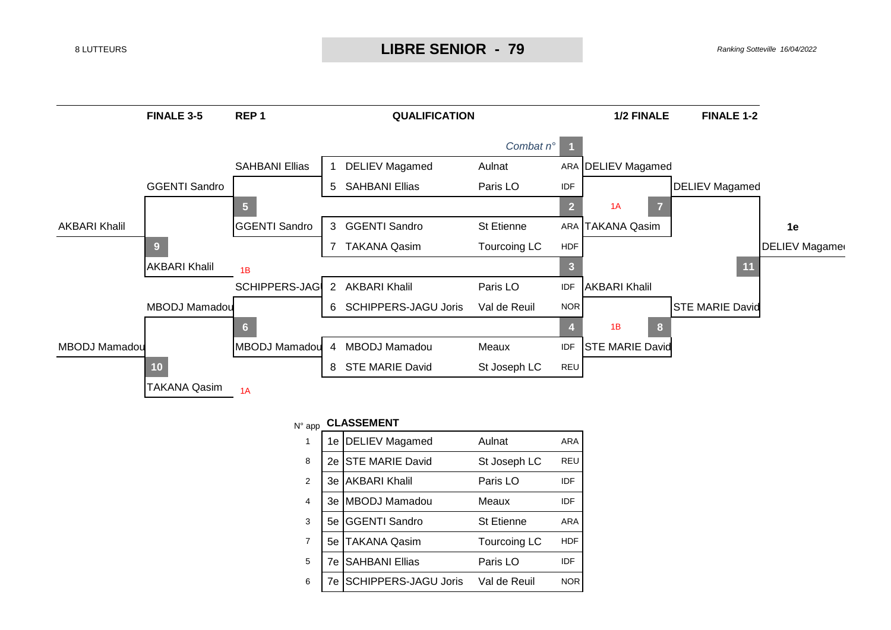8 LUTTEURS

# LIBRE SENIOR - 79

*Ranking Sotteville 16/04/2022*

## QUALIFICATION

| Combat n° | N° | Lutteur | Club | Région | 1/2 FINALE |
|---|---|---|---|---|---|
| 1 | 1 | DELIEV Magamed | Aulnat | ARA | DELIEV Magamed |
| | 5 | SAHBANI Ellias | Paris LO | IDF | |
| 2 | 3 | GGENTI Sandro | St Etienne | ARA | TAKANA Qasim |
| | 7 | TAKANA Qasim | Tourcoing LC | HDF | |
| 3 | 2 | AKBARI Khalil | Paris LO | IDF | AKBARI Khalil |
| | 6 | SCHIPPERS-JAGU Joris | Val de Reuil | NOR | |
| 4 | 4 | MBODJ Mamadou | Meaux | IDF | STE MARIE David |
| | 8 | STE MARIE David | St Joseph LC | REU | |

## 1/2 FINALE

| Combat n° | Lutteurs | Vainqueur (FINALE 1-2) |
|---|---|---|
| 7 (1A) | DELIEV Magamed / TAKANA Qasim | DELIEV Magamed |
| 8 (1B) | AKBARI Khalil / STE MARIE David | STE MARIE David |

## FINALE 1-2

| Combat n° | Lutteurs | 1e |
|---|---|---|
| 11 | DELIEV Magamed / STE MARIE David | DELIEV Magamed |

## REP 1

| Combat n° | Lutteurs | Vainqueur |
|---|---|---|
| 5 | SAHBANI Ellias / GGENTI Sandro | GGENTI Sandro |
| 6 | SCHIPPERS-JAGU Joris / MBODJ Mamadou | MBODJ Mamadou |

## FINALE 3-5

| Combat n° | Lutteurs | Vainqueur |
|---|---|---|
| 9 | GGENTI Sandro / AKBARI Khalil (1B) | AKBARI Khalil |
| 10 | MBODJ Mamadou / TAKANA Qasim (1A) | MBODJ Mamadou |

## CLASSEMENT

| N° app | Place | Lutteur | Club | Région |
|---|---|---|---|---|
| 1 | 1e | DELIEV Magamed | Aulnat | ARA |
| 8 | 2e | STE MARIE David | St Joseph LC | REU |
| 2 | 3e | AKBARI Khalil | Paris LO | IDF |
| 4 | 3e | MBODJ Mamadou | Meaux | IDF |
| 3 | 5e | GGENTI Sandro | St Etienne | ARA |
| 7 | 5e | TAKANA Qasim | Tourcoing LC | HDF |
| 5 | 7e | SAHBANI Ellias | Paris LO | IDF |
| 6 | 7e | SCHIPPERS-JAGU Joris | Val de Reuil | NOR |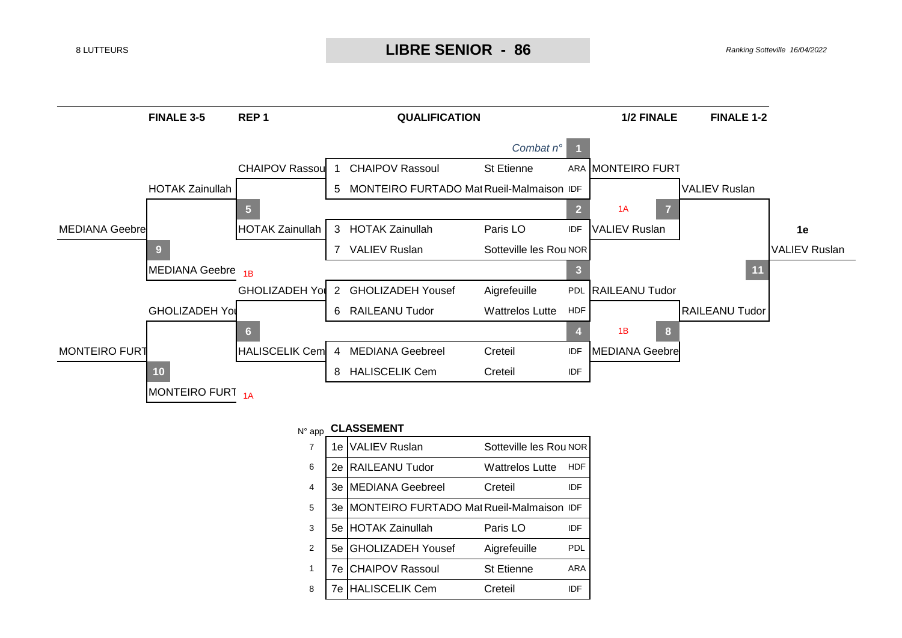8 LUTTEURS

# LIBRE SENIOR - 86

*Ranking Sotteville 16/04/2022*

| FINALE 3-5 | REP 1 | QUALIFICATION | 1/2 FINALE | FINALE 1-2 |
|---|---|---|---|---|

*Combat n°*

**QUALIFICATION**

| Combat | N° | Lutteur | Club | Ligue |
|---|---|---|---|---|
| 1 | 1 | CHAIPOV Rassoul | St Etienne | ARA |
| | 5 | MONTEIRO FURTADO Mat | Rueil-Malmaison | IDF |
| 2 | 3 | HOTAK Zainullah | Paris LO | IDF |
| | 7 | VALIEV Ruslan | Sotteville les Rou | NOR |
| 3 | 2 | GHOLIZADEH Yousef | Aigrefeuille | PDL |
| | 6 | RAILEANU Tudor | Wattrelos Lutte | HDF |
| 4 | 4 | MEDIANA Geebreel | Creteil | IDF |
| | 8 | HALISCELIK Cem | Creteil | IDF |

**1/2 FINALE**

- Combat 7: MONTEIRO FURT (1A) – VALIEV Ruslan → VALIEV Ruslan
- Combat 8: RAILEANU Tudor (1B) – MEDIANA Geebre → RAILEANU Tudor

**FINALE 1-2**

- Combat 11: VALIEV Ruslan – RAILEANU Tudor → 1e VALIEV Ruslan

**REP 1**

- Combat 5: CHAIPOV Rassou – HOTAK Zainullah → HOTAK Zainullah
- Combat 6: GHOLIZADEH You – HALISCELIK Cem → GHOLIZADEH You

**FINALE 3-5**

- Combat 9: HOTAK Zainullah – MEDIANA Geebre (1B) → MEDIANA Geebre
- Combat 10: GHOLIZADEH You – MONTEIRO FURT (1A) → MONTEIRO FURT

## CLASSEMENT

| N° app | Place | Lutteur | Club | Ligue |
|---|---|---|---|---|
| 7 | 1e | VALIEV Ruslan | Sotteville les Rou | NOR |
| 6 | 2e | RAILEANU Tudor | Wattrelos Lutte | HDF |
| 4 | 3e | MEDIANA Geebreel | Creteil | IDF |
| 5 | 3e | MONTEIRO FURTADO Mat | Rueil-Malmaison | IDF |
| 3 | 5e | HOTAK Zainullah | Paris LO | IDF |
| 2 | 5e | GHOLIZADEH Yousef | Aigrefeuille | PDL |
| 1 | 7e | CHAIPOV Rassoul | St Etienne | ARA |
| 8 | 7e | HALISCELIK Cem | Creteil | IDF |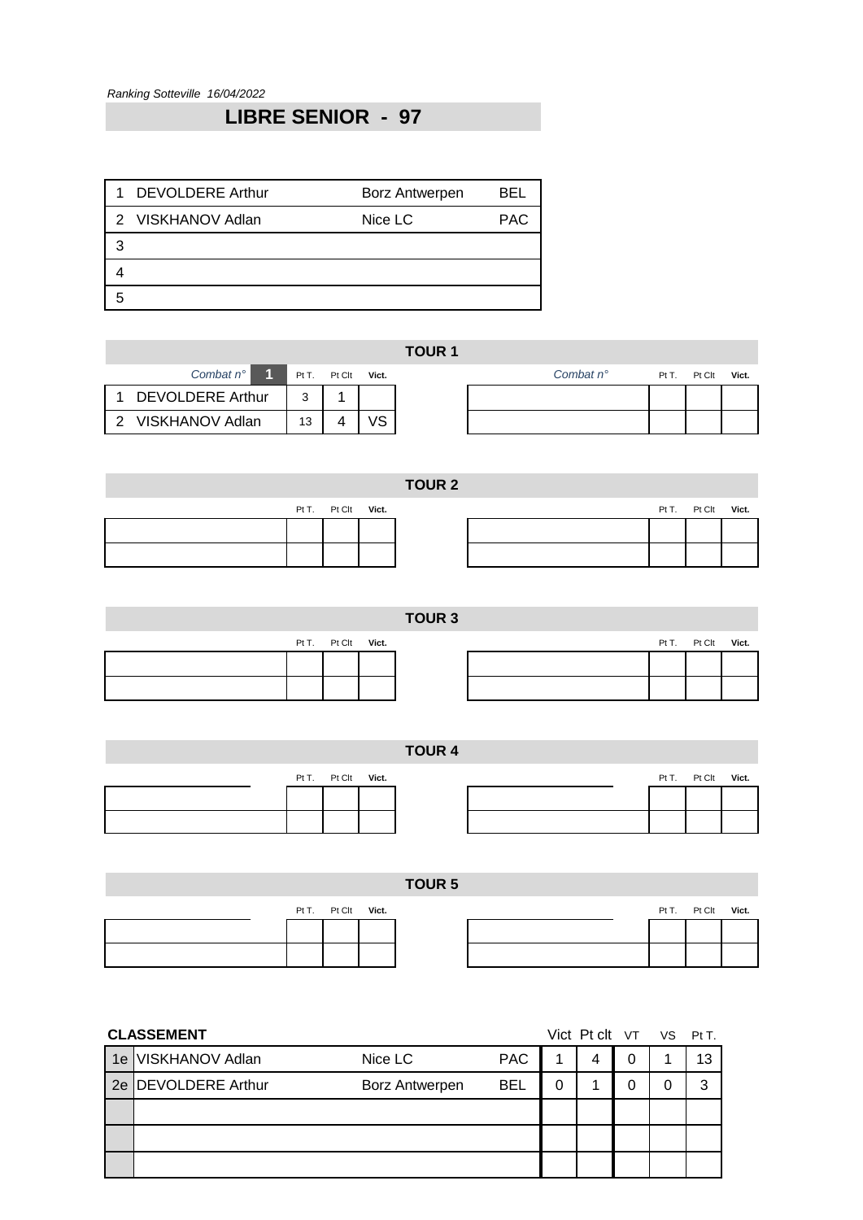*Ranking Sotteville 16/04/2022*

# LIBRE SENIOR - 97

| | | | |
|---|---|---|---|
| 1 | DEVOLDERE Arthur | Borz Antwerpen | BEL |
| 2 | VISKHANOV Adlan | Nice LC | PAC |
| 3 | | | |
| 4 | | | |
| 5 | | | |

## TOUR 1

| *Combat n°* 1 | Pt T. | Pt Clt | Vict. |
|---|---|---|---|
| 1 DEVOLDERE Arthur | 3 | 1 | |
| 2 VISKHANOV Adlan | 13 | 4 | VS |

| *Combat n°* | Pt T. | Pt Clt | Vict. |
|---|---|---|---|
| | | | |
| | | | |

## TOUR 2

| | Pt T. | Pt Clt | Vict. |
|---|---|---|---|
| | | | |
| | | | |

| | Pt T. | Pt Clt | Vict. |
|---|---|---|---|
| | | | |
| | | | |

## TOUR 3

| | Pt T. | Pt Clt | Vict. |
|---|---|---|---|
| | | | |
| | | | |

| | Pt T. | Pt Clt | Vict. |
|---|---|---|---|
| | | | |
| | | | |

## TOUR 4

| | Pt T. | Pt Clt | Vict. |
|---|---|---|---|
| | | | |
| | | | |

| | Pt T. | Pt Clt | Vict. |
|---|---|---|---|
| | | | |
| | | | |

## TOUR 5

| | Pt T. | Pt Clt | Vict. |
|---|---|---|---|
| | | | |
| | | | |

| | Pt T. | Pt Clt | Vict. |
|---|---|---|---|
| | | | |
| | | | |

## CLASSEMENT

| | | | | Vict | Pt clt | VT | VS | Pt T. |
|---|---|---|---|---|---|---|---|---|
| 1e | VISKHANOV Adlan | Nice LC | PAC | 1 | 4 | 0 | 1 | 13 |
| 2e | DEVOLDERE Arthur | Borz Antwerpen | BEL | 0 | 1 | 0 | 0 | 3 |
| | | | | | | | | |
| | | | | | | | | |
| | | | | | | | | |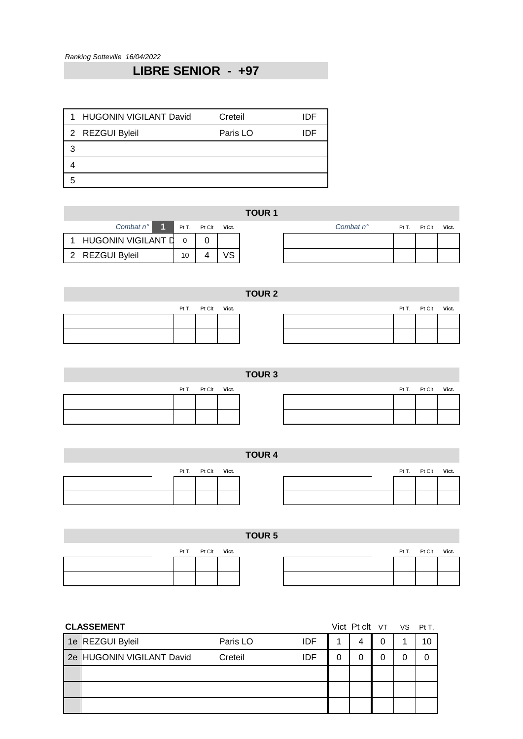*Ranking Sotteville  16/04/2022*

## LIBRE SENIOR  -  +97

| | | | |
|---|---|---|---|
| 1 | HUGONIN VIGILANT David | Creteil | IDF |
| 2 | REZGUI Byleil | Paris LO | IDF |
| 3 | | | |
| 4 | | | |
| 5 | | | |

### TOUR 1

| Combat n° 1 | Pt T. | Pt Clt | Vict. |
|---|---|---|---|
| 1 HUGONIN VIGILANT D | 0 | 0 | |
| 2 REZGUI Byleil | 10 | 4 | VS |

| Combat n° | Pt T. | Pt Clt | Vict. |
|---|---|---|---|
| | | | |
| | | | |

### TOUR 2

| | Pt T. | Pt Clt | Vict. |
|---|---|---|---|
| | | | |
| | | | |

| | Pt T. | Pt Clt | Vict. |
|---|---|---|---|
| | | | |
| | | | |

### TOUR 3

| | Pt T. | Pt Clt | Vict. |
|---|---|---|---|
| | | | |
| | | | |

| | Pt T. | Pt Clt | Vict. |
|---|---|---|---|
| | | | |
| | | | |

### TOUR 4

| | Pt T. | Pt Clt | Vict. |
|---|---|---|---|
| | | | |
| | | | |

| | Pt T. | Pt Clt | Vict. |
|---|---|---|---|
| | | | |
| | | | |

### TOUR 5

| | Pt T. | Pt Clt | Vict. |
|---|---|---|---|
| | | | |
| | | | |

| | Pt T. | Pt Clt | Vict. |
|---|---|---|---|
| | | | |
| | | | |

**CLASSEMENT**

| | | | | Vict | Pt clt | VT | VS | Pt T. |
|---|---|---|---|---|---|---|---|---|
| 1e | REZGUI Byleil | Paris LO | IDF | 1 | 4 | 0 | 1 | 10 |
| 2e | HUGONIN VIGILANT David | Creteil | IDF | 0 | 0 | 0 | 0 | 0 |
| | | | | | | | | |
| | | | | | | | | |
| | | | | | | | | |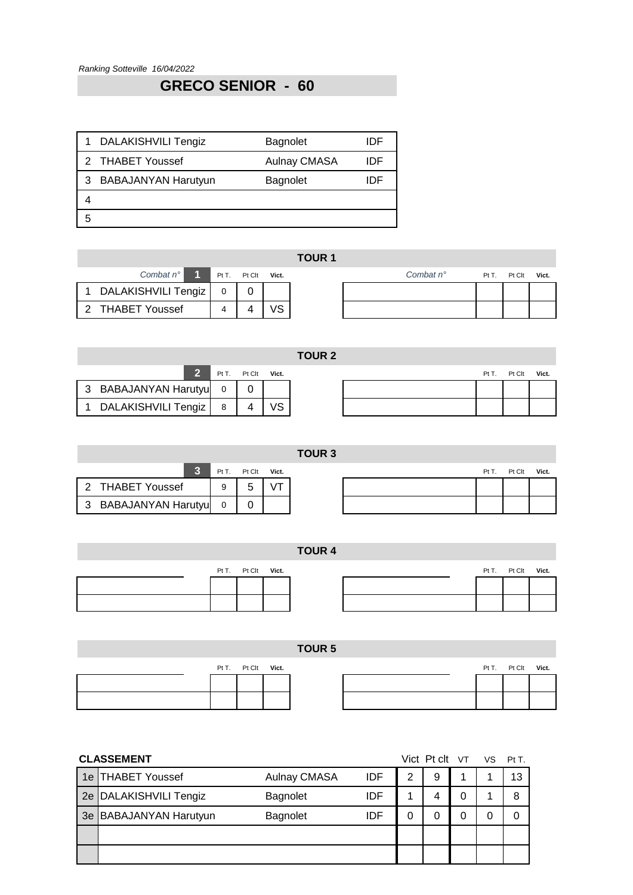*Ranking Sotteville 16/04/2022*

# GRECO SENIOR - 60

| | | | |
|---|---|---|---|
| 1 | DALAKISHVILI Tengiz | Bagnolet | IDF |
| 2 | THABET Youssef | Aulnay CMASA | IDF |
| 3 | BABAJANYAN Harutyun | Bagnolet | IDF |
| 4 | | | |
| 5 | | | |

## TOUR 1

| Combat n° 1 | Pt T. | Pt Clt | Vict. |
|---|---|---|---|
| 1 DALAKISHVILI Tengiz | 0 | 0 | |
| 2 THABET Youssef | 4 | 4 | VS |

| Combat n° | Pt T. | Pt Clt | Vict. |
|---|---|---|---|
| | | | |
| | | | |

## TOUR 2

| 2 | Pt T. | Pt Clt | Vict. |
|---|---|---|---|
| 3 BABAJANYAN Harutyu | 0 | 0 | |
| 1 DALAKISHVILI Tengiz | 8 | 4 | VS |

| | Pt T. | Pt Clt | Vict. |
|---|---|---|---|
| | | | |
| | | | |

## TOUR 3

| 3 | Pt T. | Pt Clt | Vict. |
|---|---|---|---|
| 2 THABET Youssef | 9 | 5 | VT |
| 3 BABAJANYAN Harutyu | 0 | 0 | |

| | Pt T. | Pt Clt | Vict. |
|---|---|---|---|
| | | | |
| | | | |

## TOUR 4

| | Pt T. | Pt Clt | Vict. |
|---|---|---|---|
| | | | |
| | | | |

| | Pt T. | Pt Clt | Vict. |
|---|---|---|---|
| | | | |
| | | | |

## TOUR 5

| | Pt T. | Pt Clt | Vict. |
|---|---|---|---|
| | | | |
| | | | |

| | Pt T. | Pt Clt | Vict. |
|---|---|---|---|
| | | | |
| | | | |

## CLASSEMENT

| | | | | Vict | Pt clt | VT | VS | Pt T. |
|---|---|---|---|---|---|---|---|---|
| 1e | THABET Youssef | Aulnay CMASA | IDF | 2 | 9 | 1 | 1 | 13 |
| 2e | DALAKISHVILI Tengiz | Bagnolet | IDF | 1 | 4 | 0 | 1 | 8 |
| 3e | BABAJANYAN Harutyun | Bagnolet | IDF | 0 | 0 | 0 | 0 | 0 |
| | | | | | | | | |
| | | | | | | | | |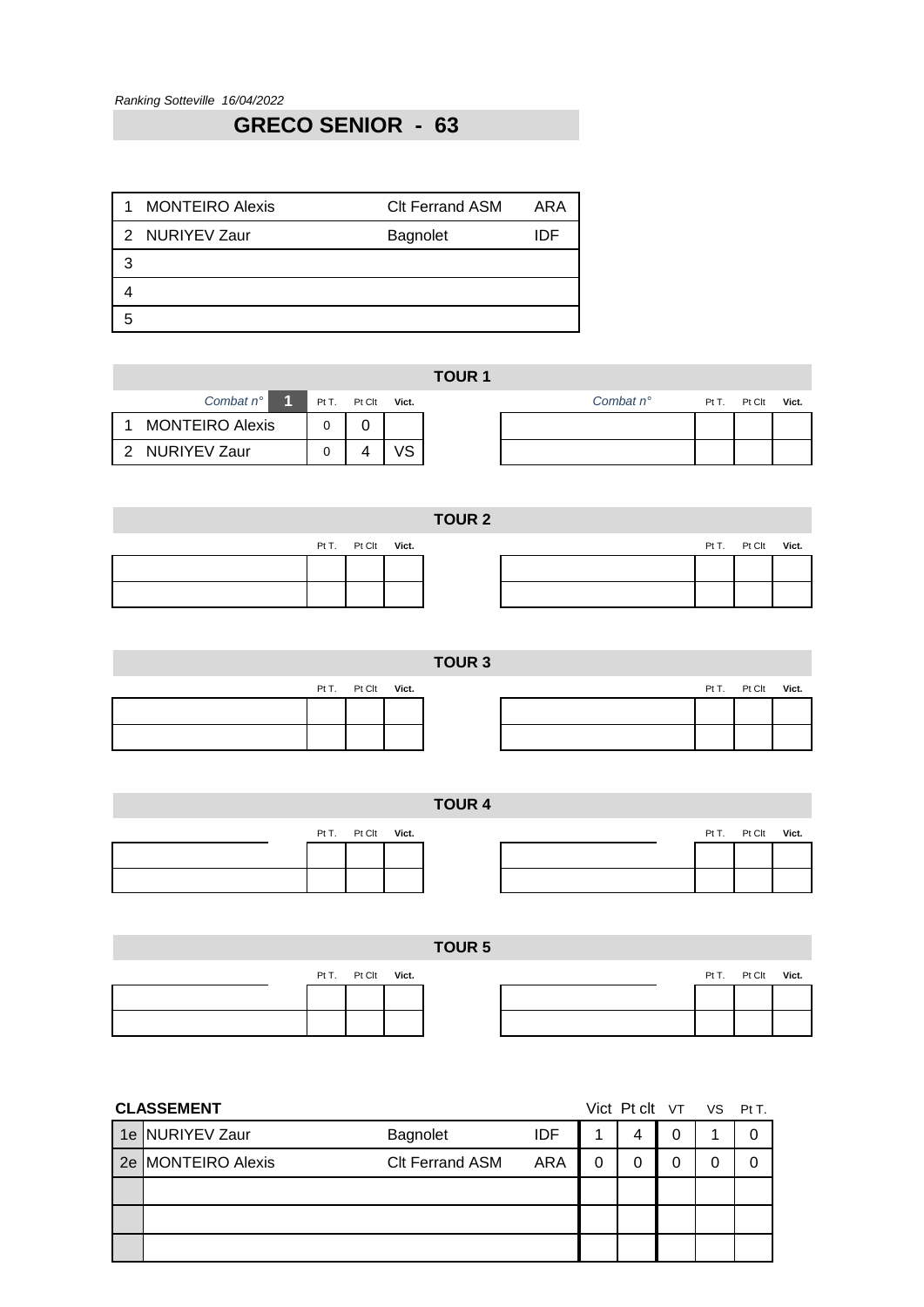*Ranking Sotteville 16/04/2022*

## GRECO SENIOR - 63

| | | | |
|---|---|---|---|
| 1 | MONTEIRO Alexis | Clt Ferrand ASM | ARA |
| 2 | NURIYEV Zaur | Bagnolet | IDF |
| 3 | | | |
| 4 | | | |
| 5 | | | |

### TOUR 1

| *Combat n°* 1 | Pt T. | Pt Clt | Vict. | *Combat n°* | Pt T. | Pt Clt | Vict. |
|---|---|---|---|---|---|---|---|
| 1 MONTEIRO Alexis | 0 | 0 | | | | | |
| 2 NURIYEV Zaur | 0 | 4 | VS | | | | |

### TOUR 2

| | Pt T. | Pt Clt | Vict. | | Pt T. | Pt Clt | Vict. |
|---|---|---|---|---|---|---|---|
| | | | | | | | |
| | | | | | | | |

### TOUR 3

| | Pt T. | Pt Clt | Vict. | | Pt T. | Pt Clt | Vict. |
|---|---|---|---|---|---|---|---|
| | | | | | | | |
| | | | | | | | |

### TOUR 4

| | Pt T. | Pt Clt | Vict. | | Pt T. | Pt Clt | Vict. |
|---|---|---|---|---|---|---|---|
| | | | | | | | |
| | | | | | | | |

### TOUR 5

| | Pt T. | Pt Clt | Vict. | | Pt T. | Pt Clt | Vict. |
|---|---|---|---|---|---|---|---|
| | | | | | | | |
| | | | | | | | |

**CLASSEMENT**

| | | | | Vict | Pt clt | VT | VS | Pt T. |
|---|---|---|---|---|---|---|---|---|
| 1e | NURIYEV Zaur | Bagnolet | IDF | 1 | 4 | 0 | 1 | 0 |
| 2e | MONTEIRO Alexis | Clt Ferrand ASM | ARA | 0 | 0 | 0 | 0 | 0 |
| | | | | | | | | |
| | | | | | | | | |
| | | | | | | | | |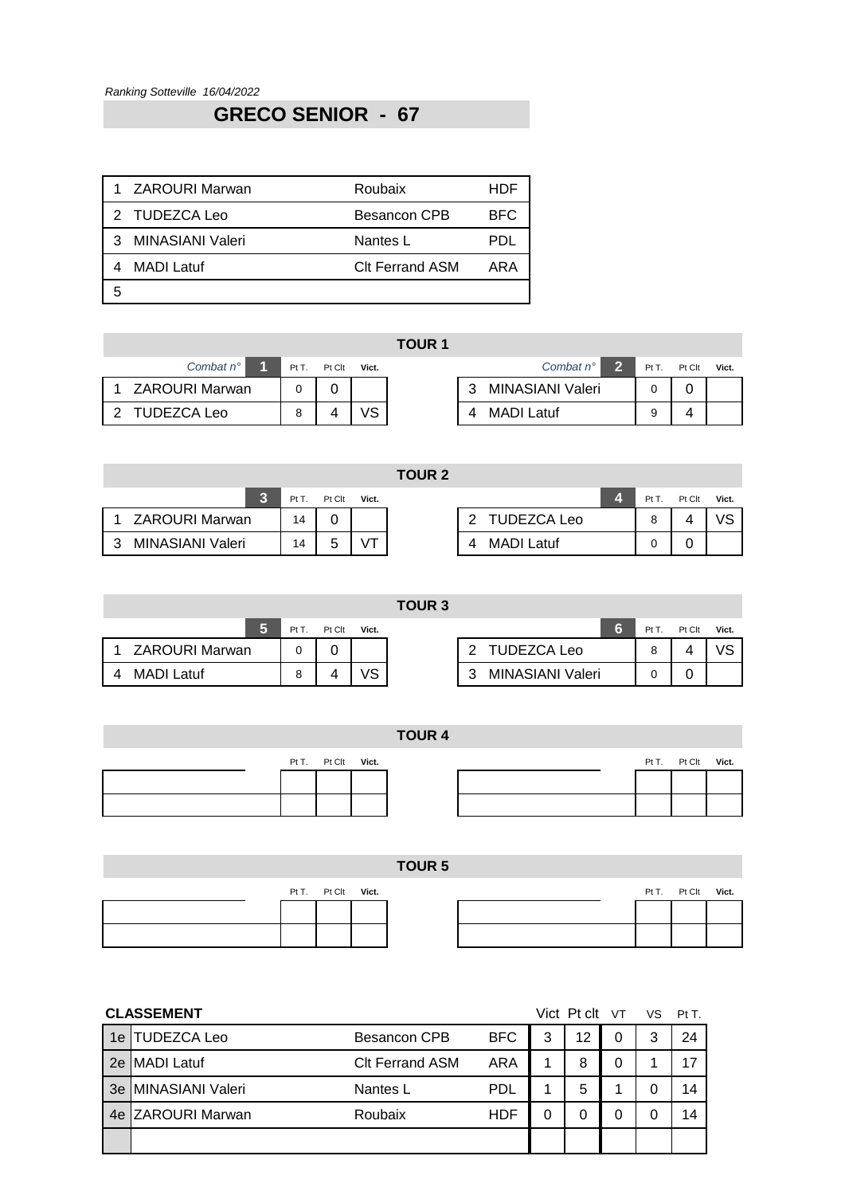*Ranking Sotteville 16/04/2022*

# GRECO SENIOR - 67

| | | | |
|---|---|---|---|
| 1 | ZAROURI Marwan | Roubaix | HDF |
| 2 | TUDEZCA Leo | Besancon CPB | BFC |
| 3 | MINASIANI Valeri | Nantes L | PDL |
| 4 | MADI Latuf | Clt Ferrand ASM | ARA |
| 5 | | | |

## TOUR 1

| Combat n° 1 | Pt T. | Pt Clt | Vict. |
|---|---|---|---|
| 1 ZAROURI Marwan | 0 | 0 | |
| 2 TUDEZCA Leo | 8 | 4 | VS |

| Combat n° 2 | Pt T. | Pt Clt | Vict. |
|---|---|---|---|
| 3 MINASIANI Valeri | 0 | 0 | |
| 4 MADI Latuf | 9 | 4 | |

## TOUR 2

| 3 | Pt T. | Pt Clt | Vict. |
|---|---|---|---|
| 1 ZAROURI Marwan | 14 | 0 | |
| 3 MINASIANI Valeri | 14 | 5 | VT |

| 4 | Pt T. | Pt Clt | Vict. |
|---|---|---|---|
| 2 TUDEZCA Leo | 8 | 4 | VS |
| 4 MADI Latuf | 0 | 0 | |

## TOUR 3

| 5 | Pt T. | Pt Clt | Vict. |
|---|---|---|---|
| 1 ZAROURI Marwan | 0 | 0 | |
| 4 MADI Latuf | 8 | 4 | VS |

| 6 | Pt T. | Pt Clt | Vict. |
|---|---|---|---|
| 2 TUDEZCA Leo | 8 | 4 | VS |
| 3 MINASIANI Valeri | 0 | 0 | |

## TOUR 4

| | Pt T. | Pt Clt | Vict. |
|---|---|---|---|
| | | | |
| | | | |

| | Pt T. | Pt Clt | Vict. |
|---|---|---|---|
| | | | |
| | | | |

## TOUR 5

| | Pt T. | Pt Clt | Vict. |
|---|---|---|---|
| | | | |
| | | | |

| | Pt T. | Pt Clt | Vict. |
|---|---|---|---|
| | | | |
| | | | |

## CLASSEMENT

| | | | | Vict | Pt clt | VT | VS | Pt T. |
|---|---|---|---|---|---|---|---|---|
| 1e | TUDEZCA Leo | Besancon CPB | BFC | 3 | 12 | 0 | 3 | 24 |
| 2e | MADI Latuf | Clt Ferrand ASM | ARA | 1 | 8 | 0 | 1 | 17 |
| 3e | MINASIANI Valeri | Nantes L | PDL | 1 | 5 | 1 | 0 | 14 |
| 4e | ZAROURI Marwan | Roubaix | HDF | 0 | 0 | 0 | 0 | 14 |
| | | | | | | | | |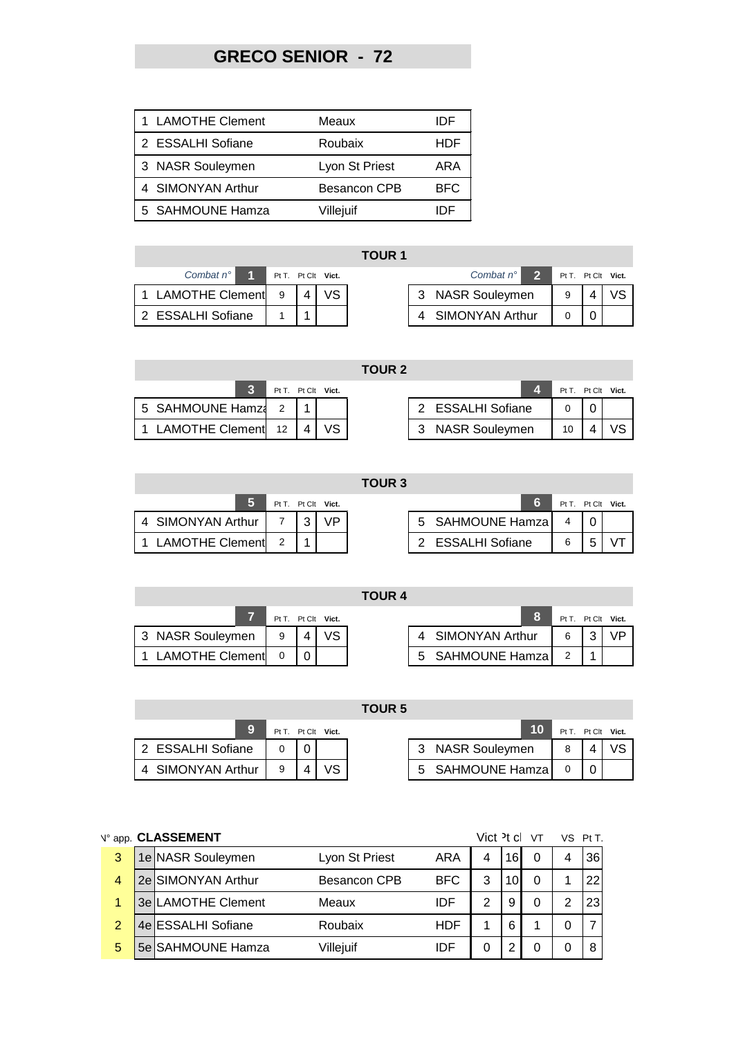# GRECO SENIOR - 72

| | | |
|---|---|---|
| 1 LAMOTHE Clement | Meaux | IDF |
| 2 ESSALHI Sofiane | Roubaix | HDF |
| 3 NASR Souleymen | Lyon St Priest | ARA |
| 4 SIMONYAN Arthur | Besancon CPB | BFC |
| 5 SAHMOUNE Hamza | Villejuif | IDF |

## TOUR 1

| Combat n° 1 | Pt T. | Pt Clt | Vict. |
|---|---|---|---|
| 1 LAMOTHE Clement | 9 | 4 | VS |
| 2 ESSALHI Sofiane | 1 | 1 | |

| Combat n° 2 | Pt T. | Pt Clt | Vict. |
|---|---|---|---|
| 3 NASR Souleymen | 9 | 4 | VS |
| 4 SIMONYAN Arthur | 0 | 0 | |

## TOUR 2

| 3 | Pt T. | Pt Clt | Vict. |
|---|---|---|---|
| 5 SAHMOUNE Hamza | 2 | 1 | |
| 1 LAMOTHE Clement | 12 | 4 | VS |

| 4 | Pt T. | Pt Clt | Vict. |
|---|---|---|---|
| 2 ESSALHI Sofiane | 0 | 0 | |
| 3 NASR Souleymen | 10 | 4 | VS |

## TOUR 3

| 5 | Pt T. | Pt Clt | Vict. |
|---|---|---|---|
| 4 SIMONYAN Arthur | 7 | 3 | VP |
| 1 LAMOTHE Clement | 2 | 1 | |

| 6 | Pt T. | Pt Clt | Vict. |
|---|---|---|---|
| 5 SAHMOUNE Hamza | 4 | 0 | |
| 2 ESSALHI Sofiane | 6 | 5 | VT |

## TOUR 4

| 7 | Pt T. | Pt Clt | Vict. |
|---|---|---|---|
| 3 NASR Souleymen | 9 | 4 | VS |
| 1 LAMOTHE Clement | 0 | 0 | |

| 8 | Pt T. | Pt Clt | Vict. |
|---|---|---|---|
| 4 SIMONYAN Arthur | 6 | 3 | VP |
| 5 SAHMOUNE Hamza | 2 | 1 | |

## TOUR 5

| 9 | Pt T. | Pt Clt | Vict. |
|---|---|---|---|
| 2 ESSALHI Sofiane | 0 | 0 | |
| 4 SIMONYAN Arthur | 9 | 4 | VS |

| 10 | Pt T. | Pt Clt | Vict. |
|---|---|---|---|
| 3 NASR Souleymen | 8 | 4 | VS |
| 5 SAHMOUNE Hamza | 0 | 0 | |

## CLASSEMENT

| N° app. | | CLASSEMENT | | | Vict | Pt cl | VT | VS | Pt T. |
|---|---|---|---|---|---|---|---|---|---|
| 3 | 1e | NASR Souleymen | Lyon St Priest | ARA | 4 | 16 | 0 | 4 | 36 |
| 4 | 2e | SIMONYAN Arthur | Besancon CPB | BFC | 3 | 10 | 0 | 1 | 22 |
| 1 | 3e | LAMOTHE Clement | Meaux | IDF | 2 | 9 | 0 | 2 | 23 |
| 2 | 4e | ESSALHI Sofiane | Roubaix | HDF | 1 | 6 | 1 | 0 | 7 |
| 5 | 5e | SAHMOUNE Hamza | Villejuif | IDF | 0 | 2 | 0 | 0 | 8 |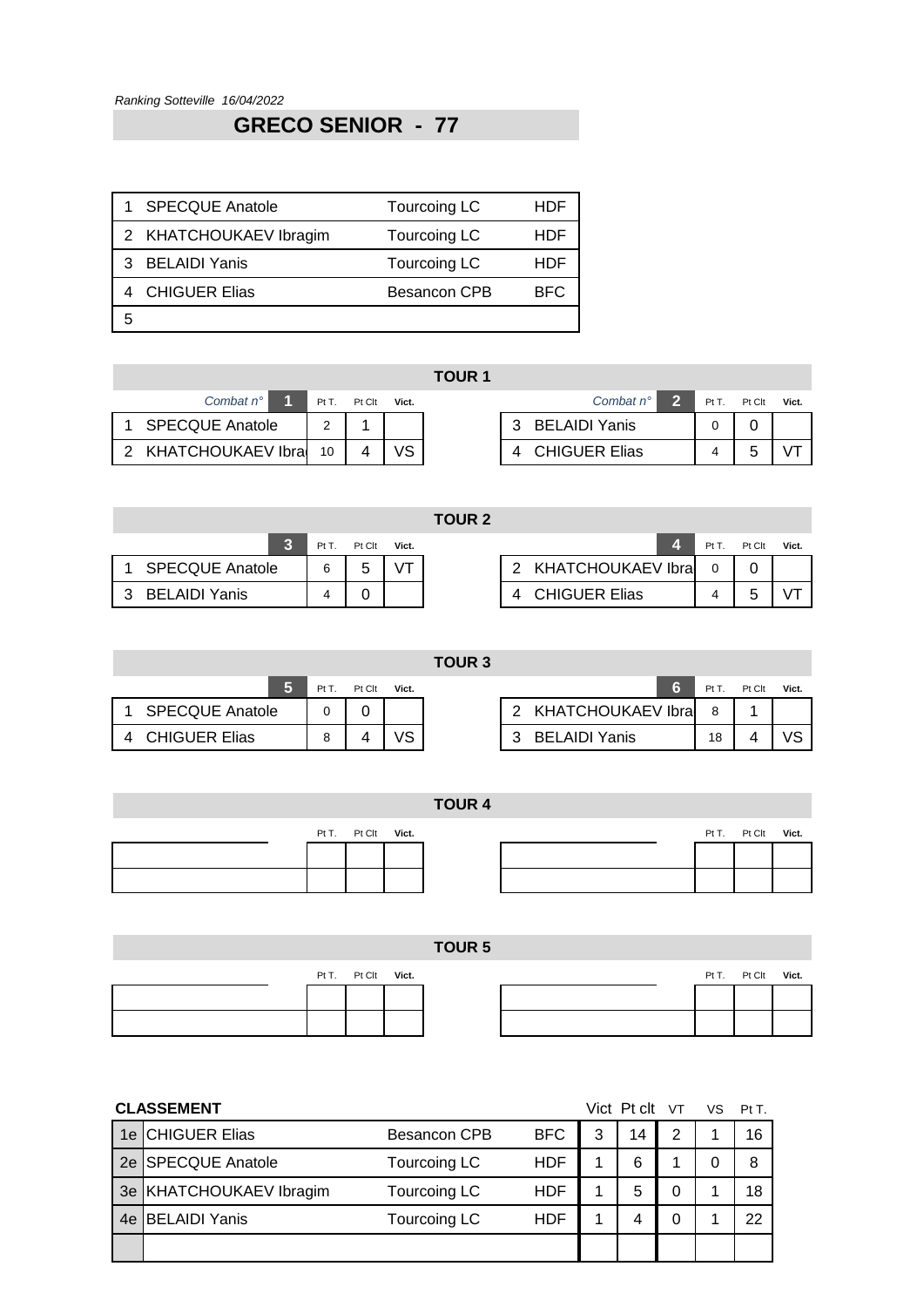*Ranking Sotteville 16/04/2022*

# GRECO SENIOR - 77

| | | | |
|---|---|---|---|
| 1 | SPECQUE Anatole | Tourcoing LC | HDF |
| 2 | KHATCHOUKAEV Ibragim | Tourcoing LC | HDF |
| 3 | BELAIDI Yanis | Tourcoing LC | HDF |
| 4 | CHIGUER Elias | Besancon CPB | BFC |
| 5 | | | |

## TOUR 1

| *Combat n°* 1 | Pt T. | Pt Clt | Vict. |
|---|---|---|---|
| 1 SPECQUE Anatole | 2 | 1 | |
| 2 KHATCHOUKAEV Ibra | 10 | 4 | VS |

| *Combat n°* 2 | Pt T. | Pt Clt | Vict. |
|---|---|---|---|
| 3 BELAIDI Yanis | 0 | 0 | |
| 4 CHIGUER Elias | 4 | 5 | VT |

## TOUR 2

| 3 | Pt T. | Pt Clt | Vict. |
|---|---|---|---|
| 1 SPECQUE Anatole | 6 | 5 | VT |
| 3 BELAIDI Yanis | 4 | 0 | |

| 4 | Pt T. | Pt Clt | Vict. |
|---|---|---|---|
| 2 KHATCHOUKAEV Ibra | 0 | 0 | |
| 4 CHIGUER Elias | 4 | 5 | VT |

## TOUR 3

| 5 | Pt T. | Pt Clt | Vict. |
|---|---|---|---|
| 1 SPECQUE Anatole | 0 | 0 | |
| 4 CHIGUER Elias | 8 | 4 | VS |

| 6 | Pt T. | Pt Clt | Vict. |
|---|---|---|---|
| 2 KHATCHOUKAEV Ibra | 8 | 1 | |
| 3 BELAIDI Yanis | 18 | 4 | VS |

## TOUR 4

| | Pt T. | Pt Clt | Vict. |
|---|---|---|---|
| | | | |
| | | | |

| | Pt T. | Pt Clt | Vict. |
|---|---|---|---|
| | | | |
| | | | |

## TOUR 5

| | Pt T. | Pt Clt | Vict. |
|---|---|---|---|
| | | | |
| | | | |

| | Pt T. | Pt Clt | Vict. |
|---|---|---|---|
| | | | |
| | | | |

## CLASSEMENT

| | | | | Vict | Pt clt | VT | VS | Pt T. |
|---|---|---|---|---|---|---|---|---|
| 1e | CHIGUER Elias | Besancon CPB | BFC | 3 | 14 | 2 | 1 | 16 |
| 2e | SPECQUE Anatole | Tourcoing LC | HDF | 1 | 6 | 1 | 0 | 8 |
| 3e | KHATCHOUKAEV Ibragim | Tourcoing LC | HDF | 1 | 5 | 0 | 1 | 18 |
| 4e | BELAIDI Yanis | Tourcoing LC | HDF | 1 | 4 | 0 | 1 | 22 |
| | | | | | | | | |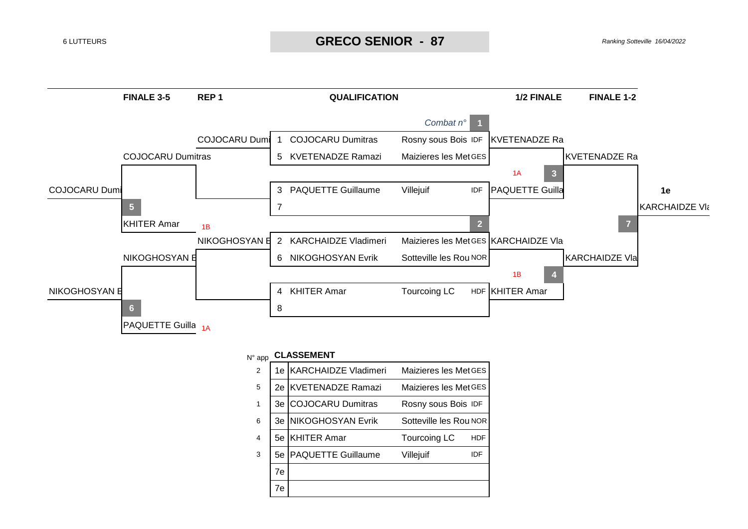6 LUTTEURS

# GRECO SENIOR - 87

*Ranking Sotteville 16/04/2022*

| FINALE 3-5 | REP 1 | QUALIFICATION | 1/2 FINALE | FINALE 1-2 |
|---|---|---|---|---|

*Combat n°* 1

| N° | Lutteur | Club | Ligue |
|---|---|---|---|
| 1 | COJOCARU Dumitras | Rosny sous Bois | IDF |
| 5 | KVETENADZE Ramazi | Maizieres les Met | GES |
| 3 | PAQUETTE Guillaume | Villejuif | IDF |
| 7 | | | |
| 2 | KARCHAIDZE Vladimeri | Maizieres les Met | GES |
| 6 | NIKOGHOSYAN Evrik | Sotteville les Rou | NOR |
| 4 | KHITER Amar | Tourcoing LC | HDF |
| 8 | | | |

Combat 1: KVETENADZE Ra
Combat 2: KARCHAIDZE Vla
Combat 3 (1A): KVETENADZE Ra / PAQUETTE Guilla → KVETENADZE Ra
Combat 4 (1B): KARCHAIDZE Vla / KHITER Amar → KARCHAIDZE Vla
Combat 7: KVETENADZE Ra / KARCHAIDZE Vla → 1e KARCHAIDZE Vla

REP 1: COJOCARU Dumi; NIKOGHOSYAN E
Combat 5: COJOCARU Dumitras / KHITER Amar (1B) → COJOCARU Dumi
Combat 6: NIKOGHOSYAN E / PAQUETTE Guilla (1A) → NIKOGHOSYAN E

## CLASSEMENT

| N° app | | Lutteur | Club | Ligue |
|---|---|---|---|---|
| 2 | 1e | KARCHAIDZE Vladimeri | Maizieres les Met | GES |
| 5 | 2e | KVETENADZE Ramazi | Maizieres les Met | GES |
| 1 | 3e | COJOCARU Dumitras | Rosny sous Bois | IDF |
| 6 | 3e | NIKOGHOSYAN Evrik | Sotteville les Rou | NOR |
| 4 | 5e | KHITER Amar | Tourcoing LC | HDF |
| 3 | 5e | PAQUETTE Guillaume | Villejuif | IDF |
| | 7e | | | |
| | 7e | | | |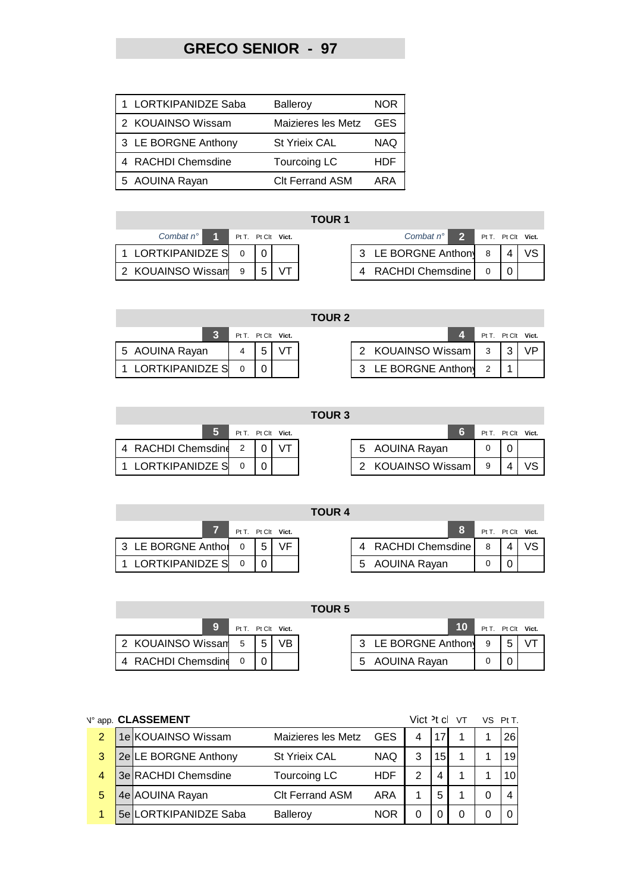# GRECO SENIOR - 97

| | | | |
|---|---|---|---|
| 1 | LORTKIPANIDZE Saba | Balleroy | NOR |
| 2 | KOUAINSO Wissam | Maizieres les Metz | GES |
| 3 | LE BORGNE Anthony | St Yrieix CAL | NAQ |
| 4 | RACHDI Chemsdine | Tourcoing LC | HDF |
| 5 | AOUINA Rayan | Clt Ferrand ASM | ARA |

## TOUR 1

| *Combat n°* 1 | Pt T. | Pt Clt | Vict. |
|---|---|---|---|
| 1 LORTKIPANIDZE S | 0 | 0 | |
| 2 KOUAINSO Wissam | 9 | 5 | VT |

| *Combat n°* 2 | Pt T. | Pt Clt | Vict. |
|---|---|---|---|
| 3 LE BORGNE Anthony | 8 | 4 | VS |
| 4 RACHDI Chemsdine | 0 | 0 | |

## TOUR 2

| 3 | Pt T. | Pt Clt | Vict. |
|---|---|---|---|
| 5 AOUINA Rayan | 4 | 5 | VT |
| 1 LORTKIPANIDZE S | 0 | 0 | |

| 4 | Pt T. | Pt Clt | Vict. |
|---|---|---|---|
| 2 KOUAINSO Wissam | 3 | 3 | VP |
| 3 LE BORGNE Anthony | 2 | 1 | |

## TOUR 3

| 5 | Pt T. | Pt Clt | Vict. |
|---|---|---|---|
| 4 RACHDI Chemsdine | 2 | 0 | VT |
| 1 LORTKIPANIDZE S | 0 | 0 | |

| 6 | Pt T. | Pt Clt | Vict. |
|---|---|---|---|
| 5 AOUINA Rayan | 0 | 0 | |
| 2 KOUAINSO Wissam | 9 | 4 | VS |

## TOUR 4

| 7 | Pt T. | Pt Clt | Vict. |
|---|---|---|---|
| 3 LE BORGNE Anthor | 0 | 5 | VF |
| 1 LORTKIPANIDZE S | 0 | 0 | |

| 8 | Pt T. | Pt Clt | Vict. |
|---|---|---|---|
| 4 RACHDI Chemsdine | 8 | 4 | VS |
| 5 AOUINA Rayan | 0 | 0 | |

## TOUR 5

| 9 | Pt T. | Pt Clt | Vict. |
|---|---|---|---|
| 2 KOUAINSO Wissam | 5 | 5 | VB |
| 4 RACHDI Chemsdine | 0 | 0 | |

| 10 | Pt T. | Pt Clt | Vict. |
|---|---|---|---|
| 3 LE BORGNE Anthony | 9 | 5 | VT |
| 5 AOUINA Rayan | 0 | 0 | |

## CLASSEMENT

| N° app. | | CLASSEMENT | | | Vict | Pt cl | VT | VS | Pt T. |
|---|---|---|---|---|---|---|---|---|---|
| 2 | 1e | KOUAINSO Wissam | Maizieres les Metz | GES | 4 | 17 | 1 | 1 | 26 |
| 3 | 2e | LE BORGNE Anthony | St Yrieix CAL | NAQ | 3 | 15 | 1 | 1 | 19 |
| 4 | 3e | RACHDI Chemsdine | Tourcoing LC | HDF | 2 | 4 | 1 | 1 | 10 |
| 5 | 4e | AOUINA Rayan | Clt Ferrand ASM | ARA | 1 | 5 | 1 | 0 | 4 |
| 1 | 5e | LORTKIPANIDZE Saba | Balleroy | NOR | 0 | 0 | 0 | 0 | 0 |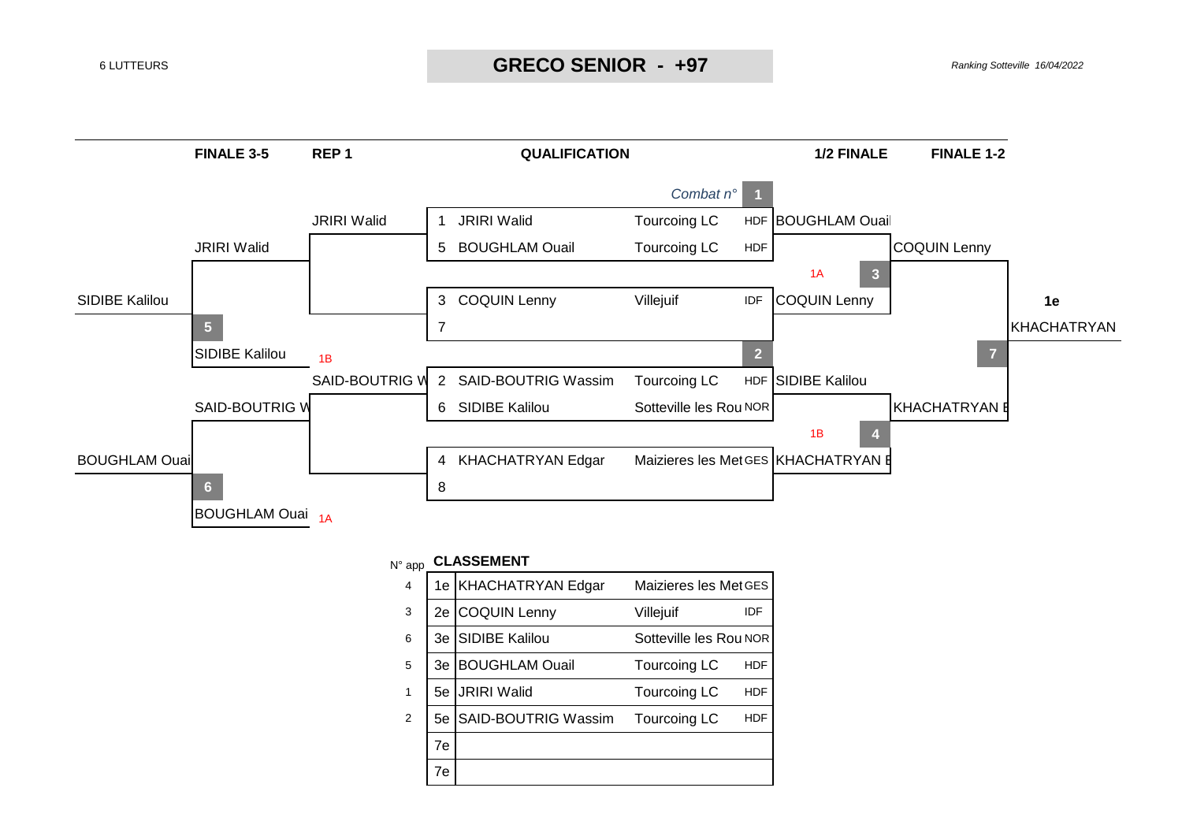6 LUTTEURS

# GRECO SENIOR - +97

*Ranking Sotteville 16/04/2022*

| FINALE 3-5 | REP 1 | QUALIFICATION | | | | 1/2 FINALE | FINALE 1-2 |
|---|---|---|---|---|---|---|---|

*Combat n°* 1

| | | | |
|---|---|---|---|
| 1 | JRIRI Walid | Tourcoing LC | HDF |
| 5 | BOUGHLAM Ouail | Tourcoing LC | HDF |
| 3 | COQUIN Lenny | Villejuif | IDF |
| 7 | | | |

2

| | | | |
|---|---|---|---|
| 2 | SAID-BOUTRIG Wassim | Tourcoing LC | HDF |
| 6 | SIDIBE Kalilou | Sotteville les Rou | NOR |
| 4 | KHACHATRYAN Edgar | Maizieres les Met | GES |
| 8 | | | |

REP 1: JRIRI Walid; SAID-BOUTRIG W

FINALE 3-5: JRIRI Walid; SIDIBE Kalilou 1B; SAID-BOUTRIG W; BOUGHLAM Ouai 1A

Combat 5: SIDIBE Kalilou

Combat 6: BOUGHLAM Ouai

1/2 FINALE: BOUGHLAM Ouail; 1A 3; COQUIN Lenny; SIDIBE Kalilou; 1B 4; KHACHATRYAN E

FINALE 1-2: COQUIN Lenny; 7; KHACHATRYAN E

1e KHACHATRYAN

## CLASSEMENT

| N° app | | | | |
|---|---|---|---|---|
| 4 | 1e | KHACHATRYAN Edgar | Maizieres les Met | GES |
| 3 | 2e | COQUIN Lenny | Villejuif | IDF |
| 6 | 3e | SIDIBE Kalilou | Sotteville les Rou | NOR |
| 5 | 3e | BOUGHLAM Ouail | Tourcoing LC | HDF |
| 1 | 5e | JRIRI Walid | Tourcoing LC | HDF |
| 2 | 5e | SAID-BOUTRIG Wassim | Tourcoing LC | HDF |
| | 7e | | | |
| | 7e | | | |